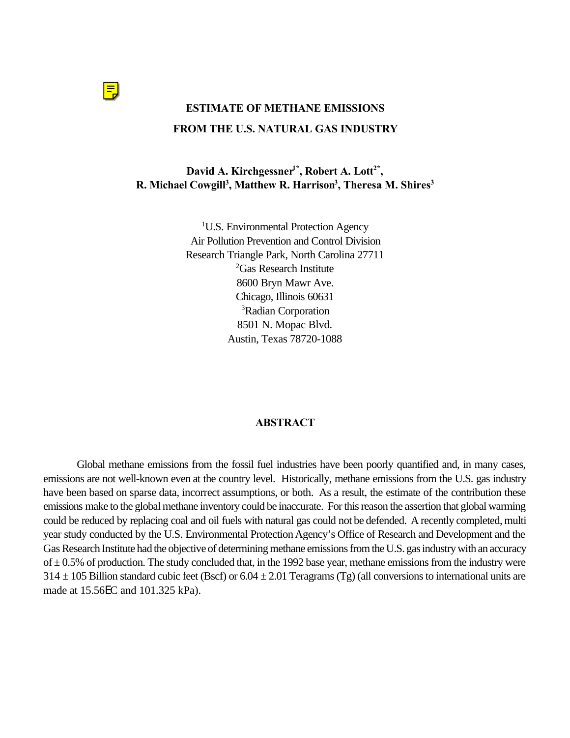# ESTIMATE OF METHANE EMISSIONS FROM THE U.S. NATURAL GAS INDUSTRY

**David A. Kirchgessner[1*], Robert A. Lott[2*], R. Michael Cowgill[3], Matthew R. Harrison[3], Theresa M. Shires[3]**

[1]U.S. Environmental Protection Agency
Air Pollution Prevention and Control Division
Research Triangle Park, North Carolina 27711
[2]Gas Research Institute
8600 Bryn Mawr Ave.
Chicago, Illinois 60631
[3]Radian Corporation
8501 N. Mopac Blvd.
Austin, Texas 78720-1088

## ABSTRACT

Global methane emissions from the fossil fuel industries have been poorly quantified and, in many cases, emissions are not well-known even at the country level. Historically, methane emissions from the U.S. gas industry have been based on sparse data, incorrect assumptions, or both. As a result, the estimate of the contribution these emissions make to the global methane inventory could be inaccurate. For this reason the assertion that global warming could be reduced by replacing coal and oil fuels with natural gas could not be defended. A recently completed, multi year study conducted by the U.S. Environmental Protection Agency's Office of Research and Development and the Gas Research Institute had the objective of determining methane emissions from the U.S. gas industry with an accuracy of ± 0.5% of production. The study concluded that, in the 1992 base year, methane emissions from the industry were 314 ± 105 Billion standard cubic feet (Bscf) or 6.04 ± 2.01 Teragrams (Tg) (all conversions to international units are made at 15.56EC and 101.325 kPa).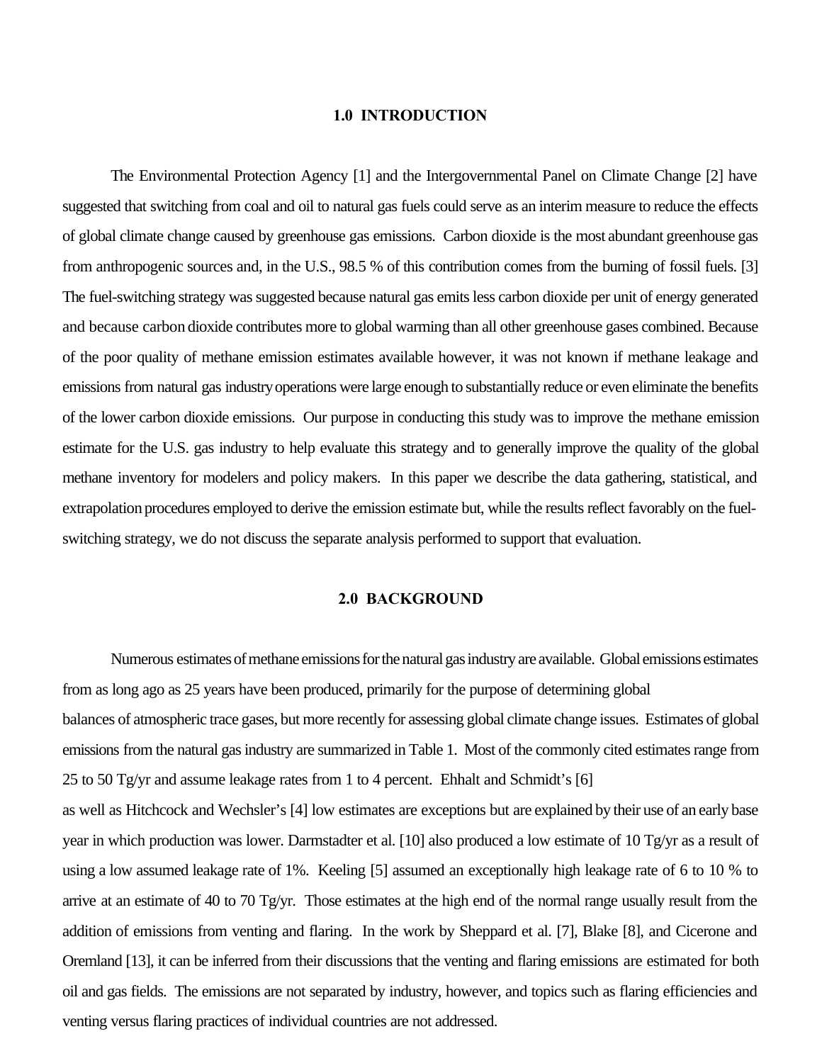## 1.0 INTRODUCTION

The Environmental Protection Agency [1] and the Intergovernmental Panel on Climate Change [2] have suggested that switching from coal and oil to natural gas fuels could serve as an interim measure to reduce the effects of global climate change caused by greenhouse gas emissions. Carbon dioxide is the most abundant greenhouse gas from anthropogenic sources and, in the U.S., 98.5 % of this contribution comes from the burning of fossil fuels. [3] The fuel-switching strategy was suggested because natural gas emits less carbon dioxide per unit of energy generated and because carbon dioxide contributes more to global warming than all other greenhouse gases combined. Because of the poor quality of methane emission estimates available however, it was not known if methane leakage and emissions from natural gas industry operations were large enough to substantially reduce or even eliminate the benefits of the lower carbon dioxide emissions. Our purpose in conducting this study was to improve the methane emission estimate for the U.S. gas industry to help evaluate this strategy and to generally improve the quality of the global methane inventory for modelers and policy makers. In this paper we describe the data gathering, statistical, and extrapolation procedures employed to derive the emission estimate but, while the results reflect favorably on the fuel-switching strategy, we do not discuss the separate analysis performed to support that evaluation.

## 2.0 BACKGROUND

Numerous estimates of methane emissions for the natural gas industry are available. Global emissions estimates from as long ago as 25 years have been produced, primarily for the purpose of determining global balances of atmospheric trace gases, but more recently for assessing global climate change issues. Estimates of global emissions from the natural gas industry are summarized in Table 1. Most of the commonly cited estimates range from 25 to 50 Tg/yr and assume leakage rates from 1 to 4 percent. Ehhalt and Schmidt's [6] as well as Hitchcock and Wechsler's [4] low estimates are exceptions but are explained by their use of an early base year in which production was lower. Darmstadter et al. [10] also produced a low estimate of 10 Tg/yr as a result of using a low assumed leakage rate of 1%. Keeling [5] assumed an exceptionally high leakage rate of 6 to 10 % to arrive at an estimate of 40 to 70 Tg/yr. Those estimates at the high end of the normal range usually result from the addition of emissions from venting and flaring. In the work by Sheppard et al. [7], Blake [8], and Cicerone and Oremland [13], it can be inferred from their discussions that the venting and flaring emissions are estimated for both oil and gas fields. The emissions are not separated by industry, however, and topics such as flaring efficiencies and venting versus flaring practices of individual countries are not addressed.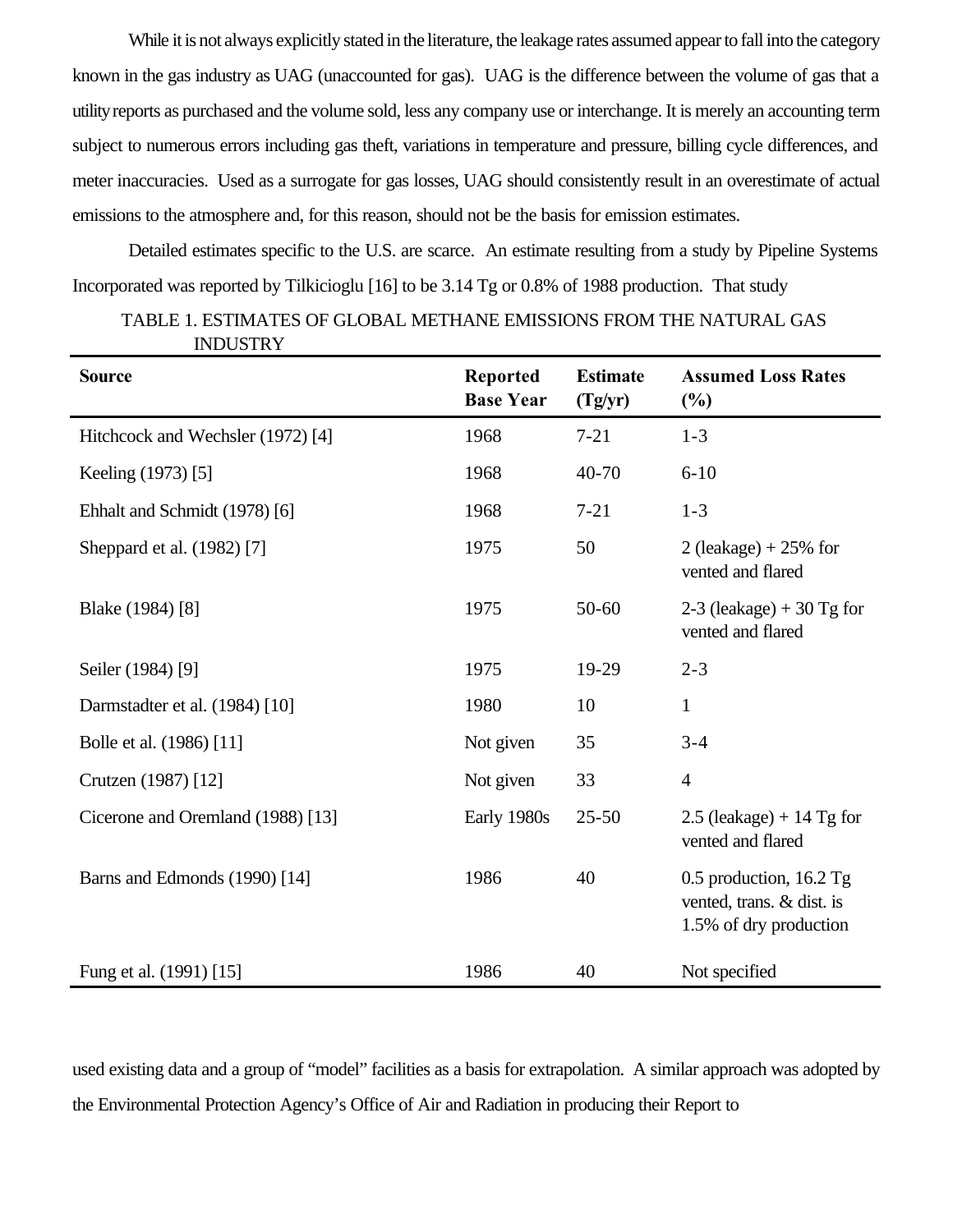While it is not always explicitly stated in the literature, the leakage rates assumed appear to fall into the category known in the gas industry as UAG (unaccounted for gas). UAG is the difference between the volume of gas that a utility reports as purchased and the volume sold, less any company use or interchange. It is merely an accounting term subject to numerous errors including gas theft, variations in temperature and pressure, billing cycle differences, and meter inaccuracies. Used as a surrogate for gas losses, UAG should consistently result in an overestimate of actual emissions to the atmosphere and, for this reason, should not be the basis for emission estimates.

Detailed estimates specific to the U.S. are scarce. An estimate resulting from a study by Pipeline Systems Incorporated was reported by Tilkicioglu [16] to be 3.14 Tg or 0.8% of 1988 production. That study used existing data and a group of "model" facilities as a basis for extrapolation. A similar approach was adopted by the Environmental Protection Agency's Office of Air and Radiation in producing their Report to

TABLE 1. ESTIMATES OF GLOBAL METHANE EMISSIONS FROM THE NATURAL GAS INDUSTRY

| Source | Reported Base Year | Estimate (Tg/yr) | Assumed Loss Rates (%) |
|---|---|---|---|
| Hitchcock and Wechsler (1972) [4] | 1968 | 7-21 | 1-3 |
| Keeling (1973) [5] | 1968 | 40-70 | 6-10 |
| Ehhalt and Schmidt (1978) [6] | 1968 | 7-21 | 1-3 |
| Sheppard et al. (1982) [7] | 1975 | 50 | 2 (leakage) + 25% for vented and flared |
| Blake (1984) [8] | 1975 | 50-60 | 2-3 (leakage) + 30 Tg for vented and flared |
| Seiler (1984) [9] | 1975 | 19-29 | 2-3 |
| Darmstadter et al. (1984) [10] | 1980 | 10 | 1 |
| Bolle et al. (1986) [11] | Not given | 35 | 3-4 |
| Crutzen (1987) [12] | Not given | 33 | 4 |
| Cicerone and Oremland (1988) [13] | Early 1980s | 25-50 | 2.5 (leakage) + 14 Tg for vented and flared |
| Barns and Edmonds (1990) [14] | 1986 | 40 | 0.5 production, 16.2 Tg vented, trans. & dist. is 1.5% of dry production |
| Fung et al. (1991) [15] | 1986 | 40 | Not specified |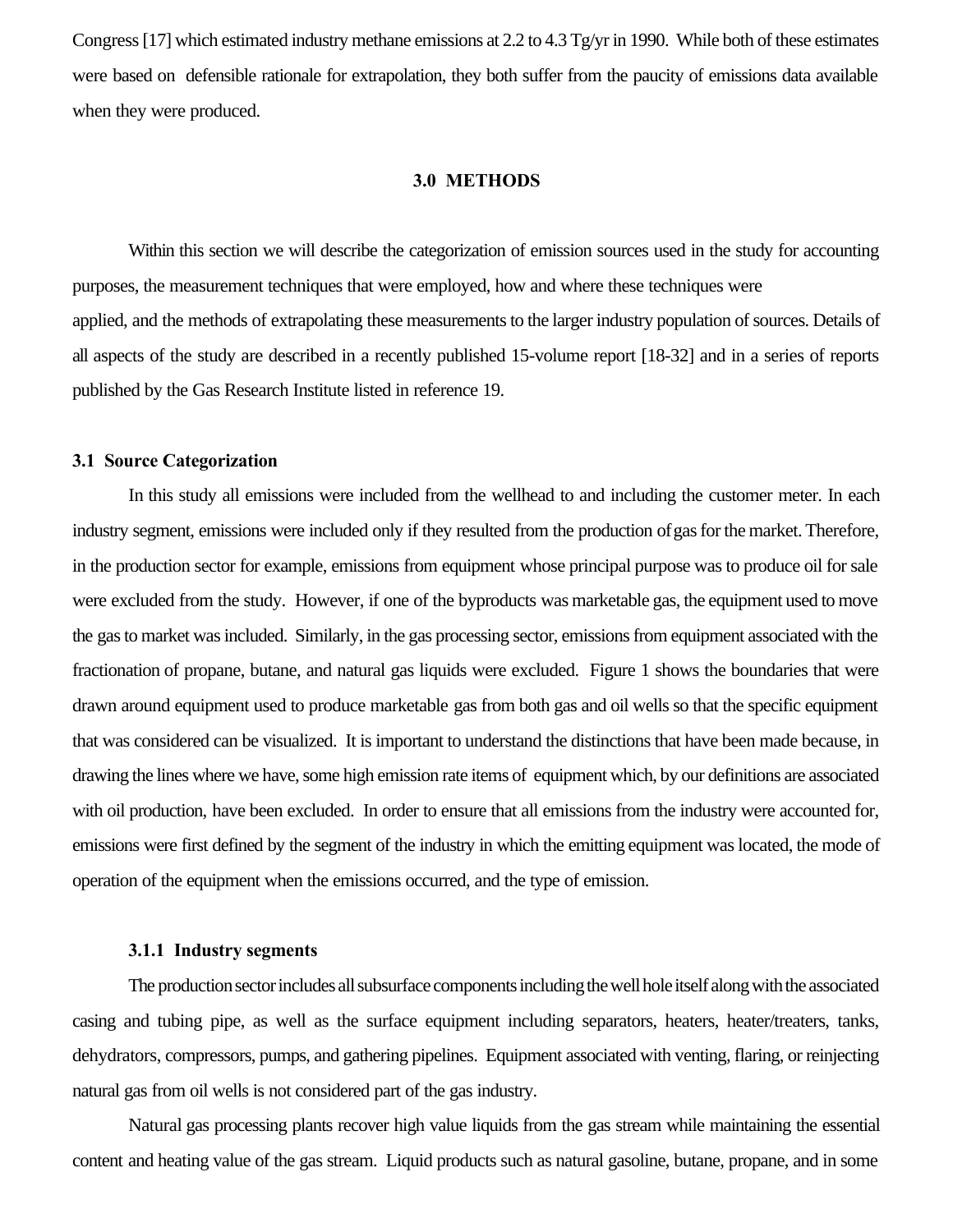Congress [17] which estimated industry methane emissions at 2.2 to 4.3 Tg/yr in 1990. While both of these estimates were based on defensible rationale for extrapolation, they both suffer from the paucity of emissions data available when they were produced.

## 3.0 METHODS

Within this section we will describe the categorization of emission sources used in the study for accounting purposes, the measurement techniques that were employed, how and where these techniques were applied, and the methods of extrapolating these measurements to the larger industry population of sources. Details of all aspects of the study are described in a recently published 15-volume report [18-32] and in a series of reports published by the Gas Research Institute listed in reference 19.

### 3.1 Source Categorization

In this study all emissions were included from the wellhead to and including the customer meter. In each industry segment, emissions were included only if they resulted from the production of gas for the market. Therefore, in the production sector for example, emissions from equipment whose principal purpose was to produce oil for sale were excluded from the study. However, if one of the byproducts was marketable gas, the equipment used to move the gas to market was included. Similarly, in the gas processing sector, emissions from equipment associated with the fractionation of propane, butane, and natural gas liquids were excluded. Figure 1 shows the boundaries that were drawn around equipment used to produce marketable gas from both gas and oil wells so that the specific equipment that was considered can be visualized. It is important to understand the distinctions that have been made because, in drawing the lines where we have, some high emission rate items of equipment which, by our definitions are associated with oil production, have been excluded. In order to ensure that all emissions from the industry were accounted for, emissions were first defined by the segment of the industry in which the emitting equipment was located, the mode of operation of the equipment when the emissions occurred, and the type of emission.

#### 3.1.1 Industry segments

The production sector includes all subsurface components including the well hole itself along with the associated casing and tubing pipe, as well as the surface equipment including separators, heaters, heater/treaters, tanks, dehydrators, compressors, pumps, and gathering pipelines. Equipment associated with venting, flaring, or reinjecting natural gas from oil wells is not considered part of the gas industry.

Natural gas processing plants recover high value liquids from the gas stream while maintaining the essential content and heating value of the gas stream. Liquid products such as natural gasoline, butane, propane, and in some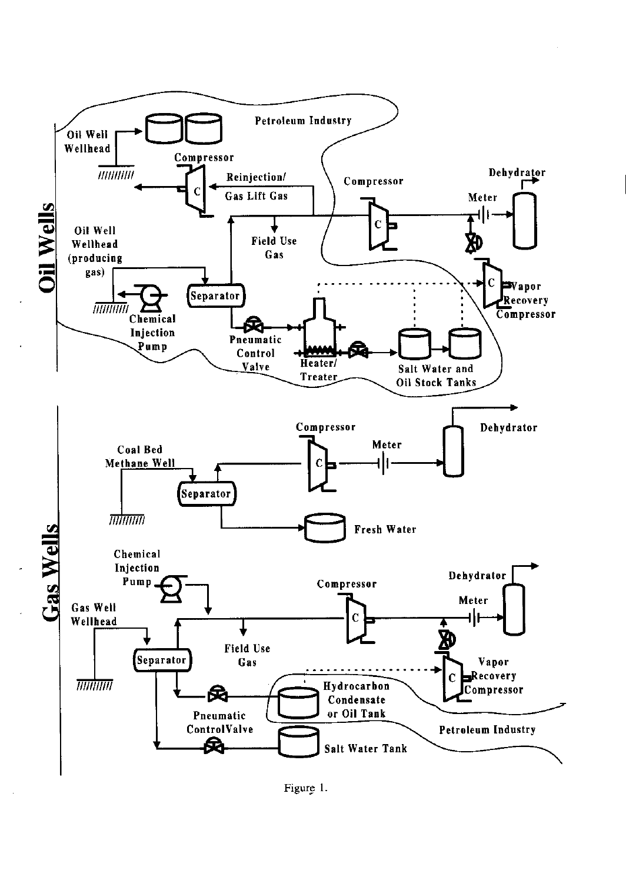Figure 1.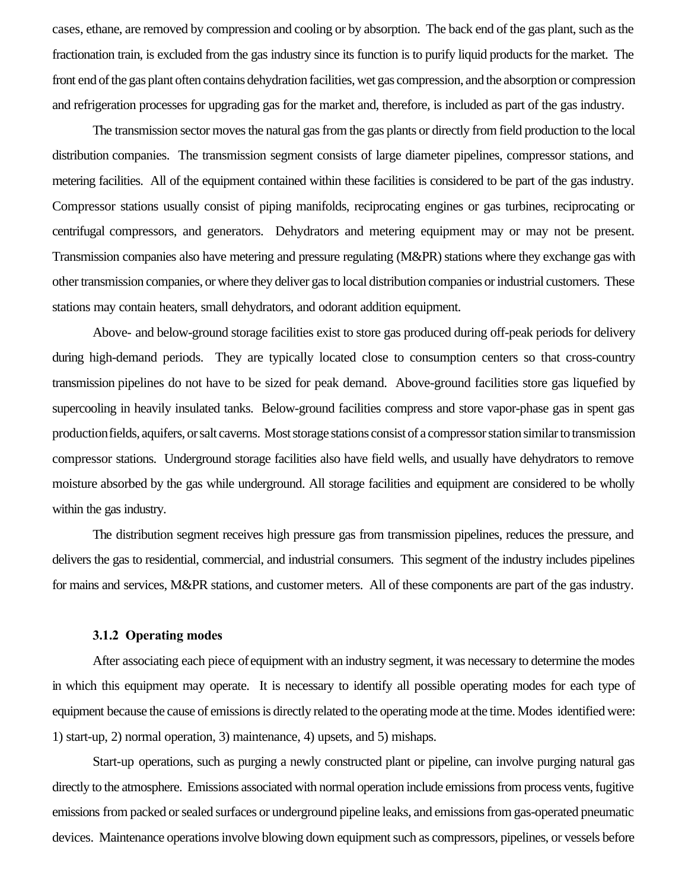cases, ethane, are removed by compression and cooling or by absorption. The back end of the gas plant, such as the fractionation train, is excluded from the gas industry since its function is to purify liquid products for the market. The front end of the gas plant often contains dehydration facilities, wet gas compression, and the absorption or compression and refrigeration processes for upgrading gas for the market and, therefore, is included as part of the gas industry.

The transmission sector moves the natural gas from the gas plants or directly from field production to the local distribution companies. The transmission segment consists of large diameter pipelines, compressor stations, and metering facilities. All of the equipment contained within these facilities is considered to be part of the gas industry. Compressor stations usually consist of piping manifolds, reciprocating engines or gas turbines, reciprocating or centrifugal compressors, and generators. Dehydrators and metering equipment may or may not be present. Transmission companies also have metering and pressure regulating (M&PR) stations where they exchange gas with other transmission companies, or where they deliver gas to local distribution companies or industrial customers. These stations may contain heaters, small dehydrators, and odorant addition equipment.

Above- and below-ground storage facilities exist to store gas produced during off-peak periods for delivery during high-demand periods. They are typically located close to consumption centers so that cross-country transmission pipelines do not have to be sized for peak demand. Above-ground facilities store gas liquefied by supercooling in heavily insulated tanks. Below-ground facilities compress and store vapor-phase gas in spent gas production fields, aquifers, or salt caverns. Most storage stations consist of a compressor station similar to transmission compressor stations. Underground storage facilities also have field wells, and usually have dehydrators to remove moisture absorbed by the gas while underground. All storage facilities and equipment are considered to be wholly within the gas industry.

The distribution segment receives high pressure gas from transmission pipelines, reduces the pressure, and delivers the gas to residential, commercial, and industrial consumers. This segment of the industry includes pipelines for mains and services, M&PR stations, and customer meters. All of these components are part of the gas industry.

### 3.1.2 Operating modes

After associating each piece of equipment with an industry segment, it was necessary to determine the modes in which this equipment may operate. It is necessary to identify all possible operating modes for each type of equipment because the cause of emissions is directly related to the operating mode at the time. Modes identified were: 1) start-up, 2) normal operation, 3) maintenance, 4) upsets, and 5) mishaps.

Start-up operations, such as purging a newly constructed plant or pipeline, can involve purging natural gas directly to the atmosphere. Emissions associated with normal operation include emissions from process vents, fugitive emissions from packed or sealed surfaces or underground pipeline leaks, and emissions from gas-operated pneumatic devices. Maintenance operations involve blowing down equipment such as compressors, pipelines, or vessels before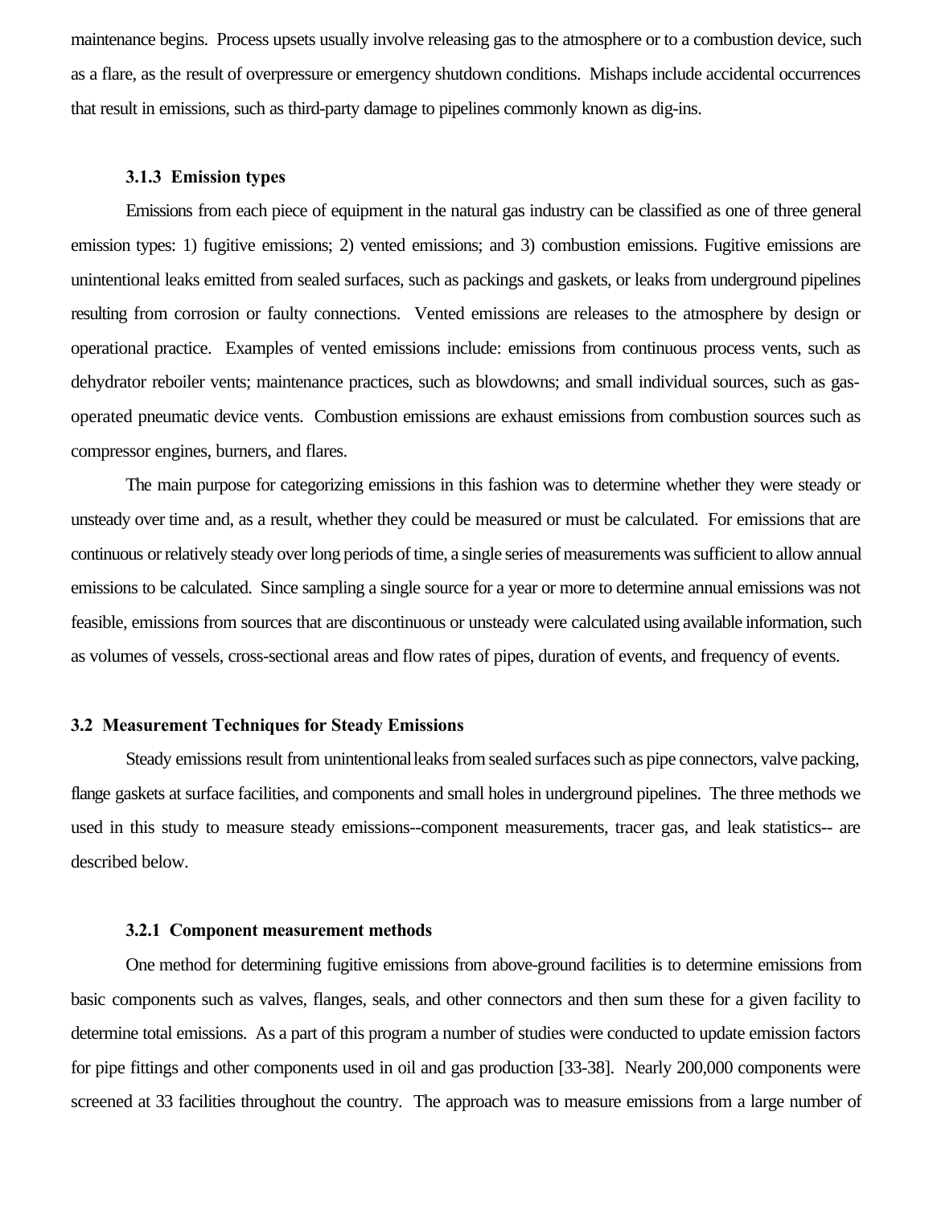maintenance begins. Process upsets usually involve releasing gas to the atmosphere or to a combustion device, such as a flare, as the result of overpressure or emergency shutdown conditions. Mishaps include accidental occurrences that result in emissions, such as third-party damage to pipelines commonly known as dig-ins.

### 3.1.3 Emission types

Emissions from each piece of equipment in the natural gas industry can be classified as one of three general emission types: 1) fugitive emissions; 2) vented emissions; and 3) combustion emissions. Fugitive emissions are unintentional leaks emitted from sealed surfaces, such as packings and gaskets, or leaks from underground pipelines resulting from corrosion or faulty connections. Vented emissions are releases to the atmosphere by design or operational practice. Examples of vented emissions include: emissions from continuous process vents, such as dehydrator reboiler vents; maintenance practices, such as blowdowns; and small individual sources, such as gas-operated pneumatic device vents. Combustion emissions are exhaust emissions from combustion sources such as compressor engines, burners, and flares.

The main purpose for categorizing emissions in this fashion was to determine whether they were steady or unsteady over time and, as a result, whether they could be measured or must be calculated. For emissions that are continuous or relatively steady over long periods of time, a single series of measurements was sufficient to allow annual emissions to be calculated. Since sampling a single source for a year or more to determine annual emissions was not feasible, emissions from sources that are discontinuous or unsteady were calculated using available information, such as volumes of vessels, cross-sectional areas and flow rates of pipes, duration of events, and frequency of events.

## 3.2 Measurement Techniques for Steady Emissions

Steady emissions result from unintentional leaks from sealed surfaces such as pipe connectors, valve packing, flange gaskets at surface facilities, and components and small holes in underground pipelines. The three methods we used in this study to measure steady emissions--component measurements, tracer gas, and leak statistics-- are described below.

### 3.2.1 Component measurement methods

One method for determining fugitive emissions from above-ground facilities is to determine emissions from basic components such as valves, flanges, seals, and other connectors and then sum these for a given facility to determine total emissions. As a part of this program a number of studies were conducted to update emission factors for pipe fittings and other components used in oil and gas production [33-38]. Nearly 200,000 components were screened at 33 facilities throughout the country. The approach was to measure emissions from a large number of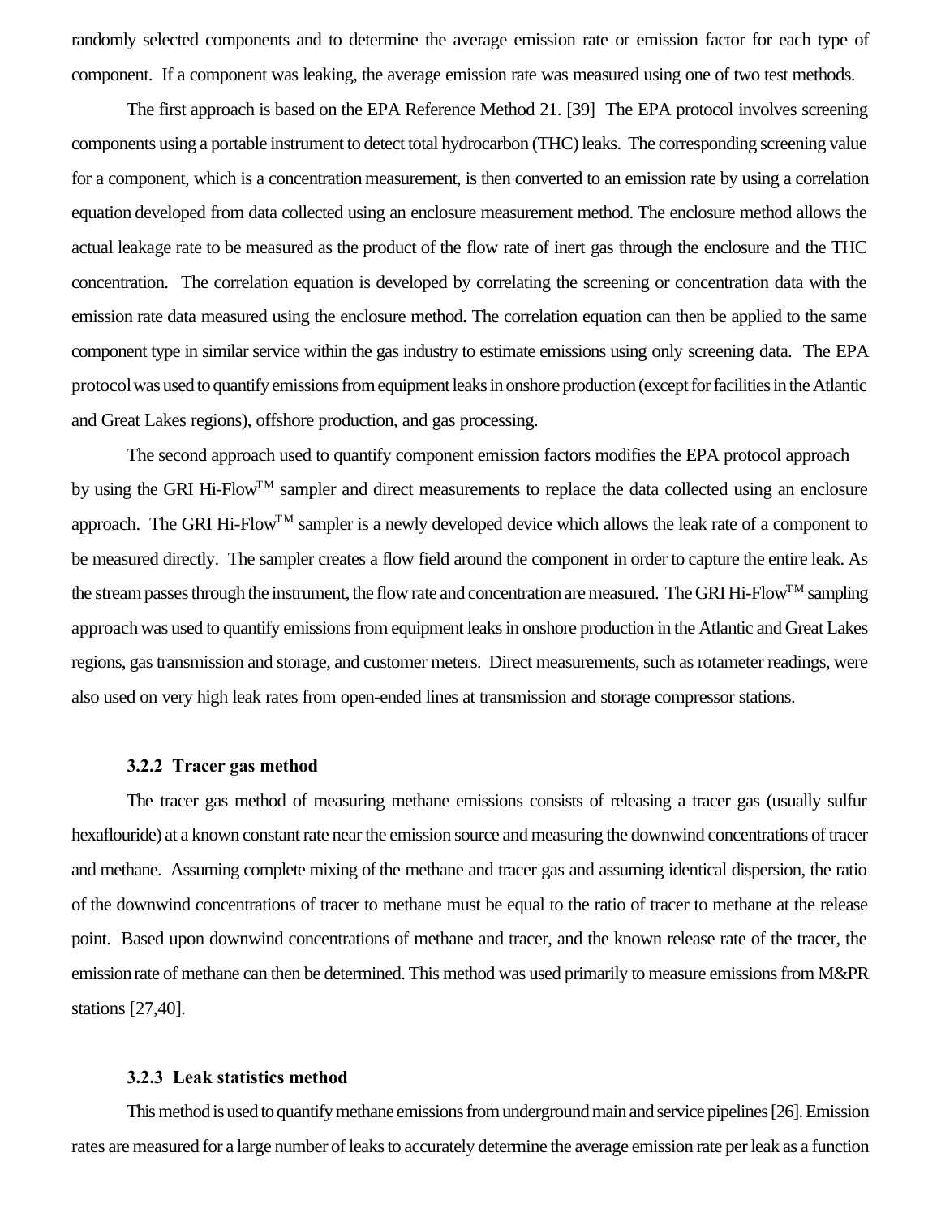randomly selected components and to determine the average emission rate or emission factor for each type of component. If a component was leaking, the average emission rate was measured using one of two test methods.

The first approach is based on the EPA Reference Method 21. [39] The EPA protocol involves screening components using a portable instrument to detect total hydrocarbon (THC) leaks. The corresponding screening value for a component, which is a concentration measurement, is then converted to an emission rate by using a correlation equation developed from data collected using an enclosure measurement method. The enclosure method allows the actual leakage rate to be measured as the product of the flow rate of inert gas through the enclosure and the THC concentration. The correlation equation is developed by correlating the screening or concentration data with the emission rate data measured using the enclosure method. The correlation equation can then be applied to the same component type in similar service within the gas industry to estimate emissions using only screening data. The EPA protocol was used to quantify emissions from equipment leaks in onshore production (except for facilities in the Atlantic and Great Lakes regions), offshore production, and gas processing.

The second approach used to quantify component emission factors modifies the EPA protocol approach by using the GRI Hi-Flow™ sampler and direct measurements to replace the data collected using an enclosure approach. The GRI Hi-Flow™ sampler is a newly developed device which allows the leak rate of a component to be measured directly. The sampler creates a flow field around the component in order to capture the entire leak. As the stream passes through the instrument, the flow rate and concentration are measured. The GRI Hi-Flow™ sampling approach was used to quantify emissions from equipment leaks in onshore production in the Atlantic and Great Lakes regions, gas transmission and storage, and customer meters. Direct measurements, such as rotameter readings, were also used on very high leak rates from open-ended lines at transmission and storage compressor stations.

### 3.2.2 Tracer gas method

The tracer gas method of measuring methane emissions consists of releasing a tracer gas (usually sulfur hexaflouride) at a known constant rate near the emission source and measuring the downwind concentrations of tracer and methane. Assuming complete mixing of the methane and tracer gas and assuming identical dispersion, the ratio of the downwind concentrations of tracer to methane must be equal to the ratio of tracer to methane at the release point. Based upon downwind concentrations of methane and tracer, and the known release rate of the tracer, the emission rate of methane can then be determined. This method was used primarily to measure emissions from M&PR stations [27,40].

### 3.2.3 Leak statistics method

This method is used to quantify methane emissions from underground main and service pipelines [26]. Emission rates are measured for a large number of leaks to accurately determine the average emission rate per leak as a function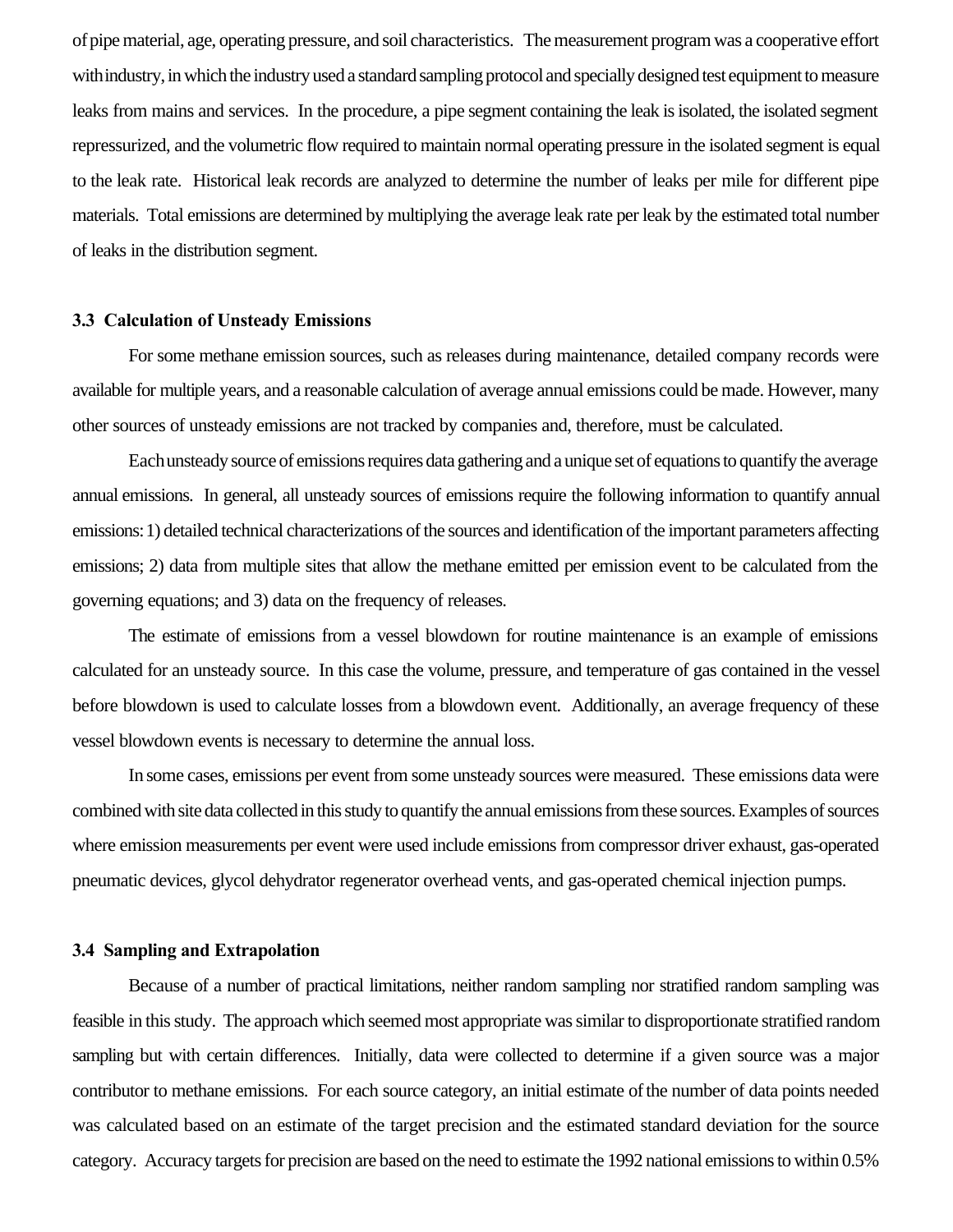of pipe material, age, operating pressure, and soil characteristics. The measurement program was a cooperative effort with industry, in which the industry used a standard sampling protocol and specially designed test equipment to measure leaks from mains and services. In the procedure, a pipe segment containing the leak is isolated, the isolated segment repressurized, and the volumetric flow required to maintain normal operating pressure in the isolated segment is equal to the leak rate. Historical leak records are analyzed to determine the number of leaks per mile for different pipe materials. Total emissions are determined by multiplying the average leak rate per leak by the estimated total number of leaks in the distribution segment.

### 3.3 Calculation of Unsteady Emissions

For some methane emission sources, such as releases during maintenance, detailed company records were available for multiple years, and a reasonable calculation of average annual emissions could be made. However, many other sources of unsteady emissions are not tracked by companies and, therefore, must be calculated.

Each unsteady source of emissions requires data gathering and a unique set of equations to quantify the average annual emissions. In general, all unsteady sources of emissions require the following information to quantify annual emissions: 1) detailed technical characterizations of the sources and identification of the important parameters affecting emissions; 2) data from multiple sites that allow the methane emitted per emission event to be calculated from the governing equations; and 3) data on the frequency of releases.

The estimate of emissions from a vessel blowdown for routine maintenance is an example of emissions calculated for an unsteady source. In this case the volume, pressure, and temperature of gas contained in the vessel before blowdown is used to calculate losses from a blowdown event. Additionally, an average frequency of these vessel blowdown events is necessary to determine the annual loss.

In some cases, emissions per event from some unsteady sources were measured. These emissions data were combined with site data collected in this study to quantify the annual emissions from these sources. Examples of sources where emission measurements per event were used include emissions from compressor driver exhaust, gas-operated pneumatic devices, glycol dehydrator regenerator overhead vents, and gas-operated chemical injection pumps.

### 3.4 Sampling and Extrapolation

Because of a number of practical limitations, neither random sampling nor stratified random sampling was feasible in this study. The approach which seemed most appropriate was similar to disproportionate stratified random sampling but with certain differences. Initially, data were collected to determine if a given source was a major contributor to methane emissions. For each source category, an initial estimate of the number of data points needed was calculated based on an estimate of the target precision and the estimated standard deviation for the source category. Accuracy targets for precision are based on the need to estimate the 1992 national emissions to within 0.5%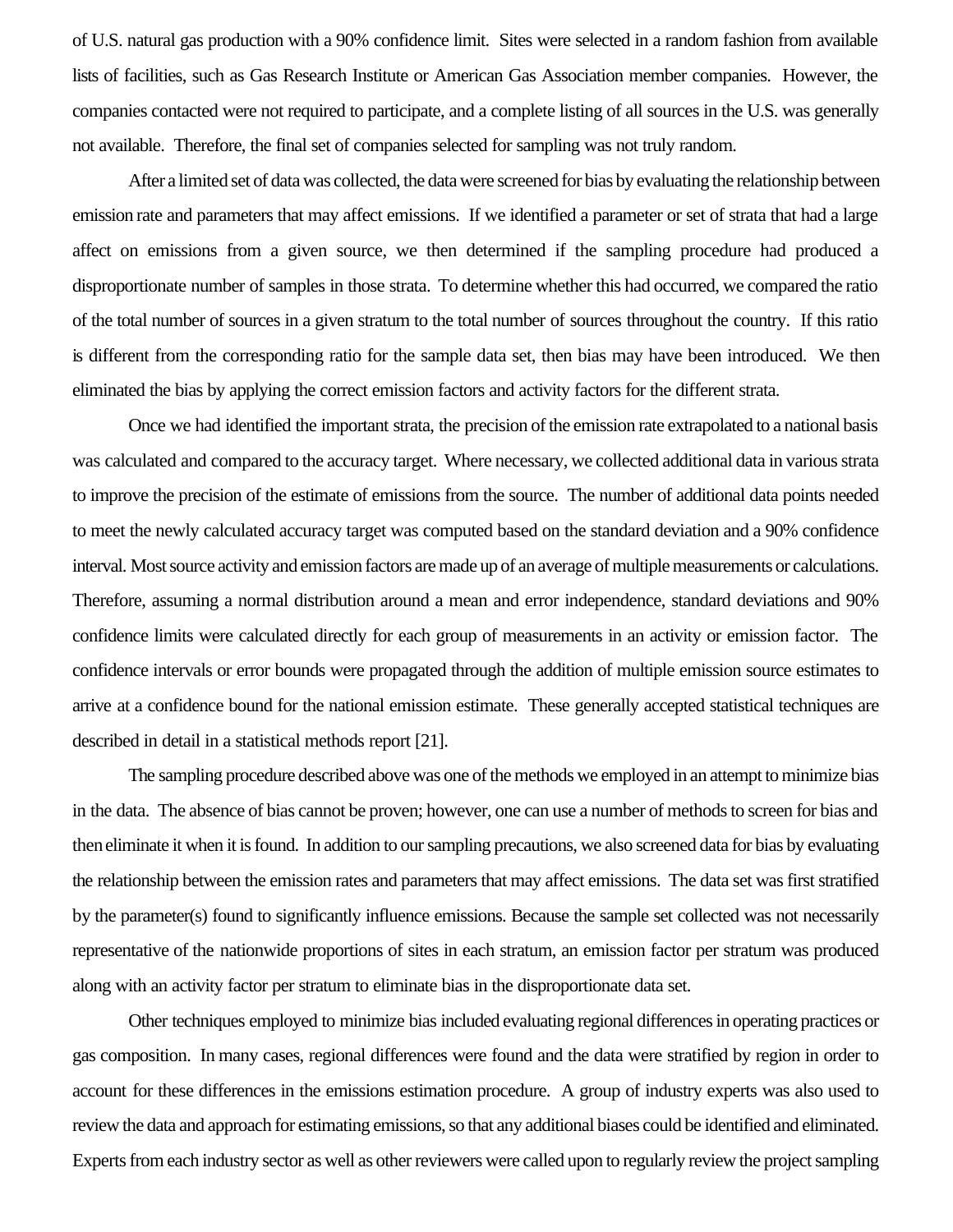of U.S. natural gas production with a 90% confidence limit. Sites were selected in a random fashion from available lists of facilities, such as Gas Research Institute or American Gas Association member companies. However, the companies contacted were not required to participate, and a complete listing of all sources in the U.S. was generally not available. Therefore, the final set of companies selected for sampling was not truly random.

After a limited set of data was collected, the data were screened for bias by evaluating the relationship between emission rate and parameters that may affect emissions. If we identified a parameter or set of strata that had a large affect on emissions from a given source, we then determined if the sampling procedure had produced a disproportionate number of samples in those strata. To determine whether this had occurred, we compared the ratio of the total number of sources in a given stratum to the total number of sources throughout the country. If this ratio is different from the corresponding ratio for the sample data set, then bias may have been introduced. We then eliminated the bias by applying the correct emission factors and activity factors for the different strata.

Once we had identified the important strata, the precision of the emission rate extrapolated to a national basis was calculated and compared to the accuracy target. Where necessary, we collected additional data in various strata to improve the precision of the estimate of emissions from the source. The number of additional data points needed to meet the newly calculated accuracy target was computed based on the standard deviation and a 90% confidence interval. Most source activity and emission factors are made up of an average of multiple measurements or calculations. Therefore, assuming a normal distribution around a mean and error independence, standard deviations and 90% confidence limits were calculated directly for each group of measurements in an activity or emission factor. The confidence intervals or error bounds were propagated through the addition of multiple emission source estimates to arrive at a confidence bound for the national emission estimate. These generally accepted statistical techniques are described in detail in a statistical methods report [21].

The sampling procedure described above was one of the methods we employed in an attempt to minimize bias in the data. The absence of bias cannot be proven; however, one can use a number of methods to screen for bias and then eliminate it when it is found. In addition to our sampling precautions, we also screened data for bias by evaluating the relationship between the emission rates and parameters that may affect emissions. The data set was first stratified by the parameter(s) found to significantly influence emissions. Because the sample set collected was not necessarily representative of the nationwide proportions of sites in each stratum, an emission factor per stratum was produced along with an activity factor per stratum to eliminate bias in the disproportionate data set.

Other techniques employed to minimize bias included evaluating regional differences in operating practices or gas composition. In many cases, regional differences were found and the data were stratified by region in order to account for these differences in the emissions estimation procedure. A group of industry experts was also used to review the data and approach for estimating emissions, so that any additional biases could be identified and eliminated. Experts from each industry sector as well as other reviewers were called upon to regularly review the project sampling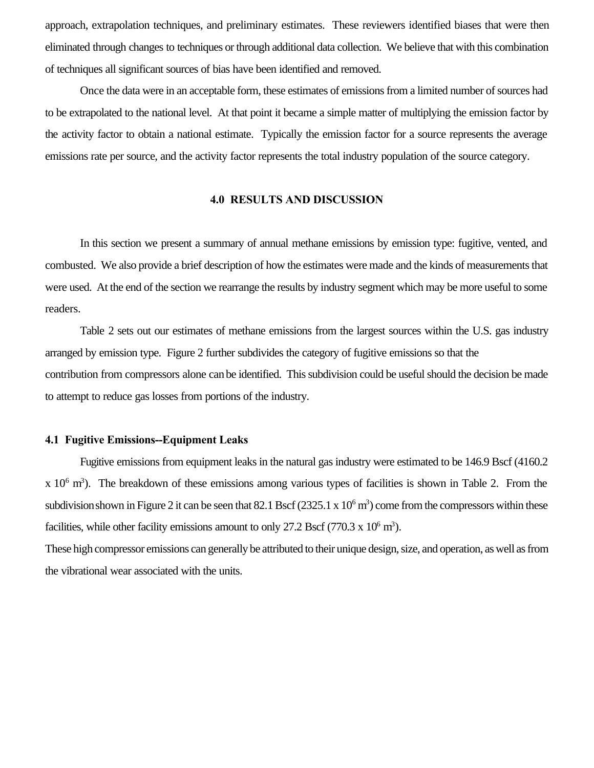approach, extrapolation techniques, and preliminary estimates. These reviewers identified biases that were then eliminated through changes to techniques or through additional data collection. We believe that with this combination of techniques all significant sources of bias have been identified and removed.

Once the data were in an acceptable form, these estimates of emissions from a limited number of sources had to be extrapolated to the national level. At that point it became a simple matter of multiplying the emission factor by the activity factor to obtain a national estimate. Typically the emission factor for a source represents the average emissions rate per source, and the activity factor represents the total industry population of the source category.

## 4.0 RESULTS AND DISCUSSION

In this section we present a summary of annual methane emissions by emission type: fugitive, vented, and combusted. We also provide a brief description of how the estimates were made and the kinds of measurements that were used. At the end of the section we rearrange the results by industry segment which may be more useful to some readers.

Table 2 sets out our estimates of methane emissions from the largest sources within the U.S. gas industry arranged by emission type. Figure 2 further subdivides the category of fugitive emissions so that the contribution from compressors alone can be identified. This subdivision could be useful should the decision be made to attempt to reduce gas losses from portions of the industry.

### 4.1 Fugitive Emissions--Equipment Leaks

Fugitive emissions from equipment leaks in the natural gas industry were estimated to be 146.9 Bscf (4160.2 x $10^6$ $m^3$). The breakdown of these emissions among various types of facilities is shown in Table 2. From the subdivision shown in Figure 2 it can be seen that 82.1 Bscf (2325.1 x $10^6$ $m^3$) come from the compressors within these facilities, while other facility emissions amount to only 27.2 Bscf (770.3 x $10^6$ $m^3$).
These high compressor emissions can generally be attributed to their unique design, size, and operation, as well as from the vibrational wear associated with the units.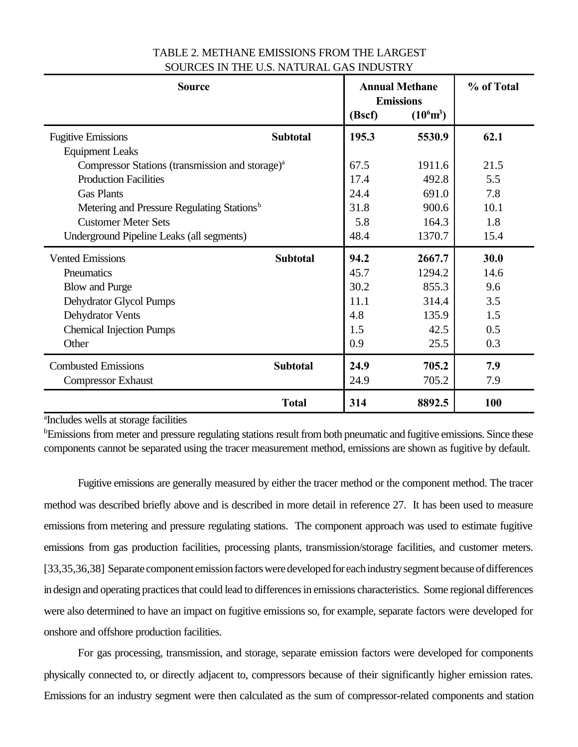TABLE 2. METHANE EMISSIONS FROM THE LARGEST SOURCES IN THE U.S. NATURAL GAS INDUSTRY

| Source | | Annual Methane Emissions | | % of Total |
|---|---|---|---|---|
| | | (Bscf) | ($10^6 m^3$) | |
| Fugitive Emissions | **Subtotal** | **195.3** | **5530.9** | **62.1** |
| Equipment Leaks | | | | |
| Compressor Stations (transmission and storage)[a] | | 67.5 | 1911.6 | 21.5 |
| Production Facilities | | 17.4 | 492.8 | 5.5 |
| Gas Plants | | 24.4 | 691.0 | 7.8 |
| Metering and Pressure Regulating Stations[b] | | 31.8 | 900.6 | 10.1 |
| Customer Meter Sets | | 5.8 | 164.3 | 1.8 |
| Underground Pipeline Leaks (all segments) | | 48.4 | 1370.7 | 15.4 |
| Vented Emissions | **Subtotal** | **94.2** | **2667.7** | **30.0** |
| Pneumatics | | 45.7 | 1294.2 | 14.6 |
| Blow and Purge | | 30.2 | 855.3 | 9.6 |
| Dehydrator Glycol Pumps | | 11.1 | 314.4 | 3.5 |
| Dehydrator Vents | | 4.8 | 135.9 | 1.5 |
| Chemical Injection Pumps | | 1.5 | 42.5 | 0.5 |
| Other | | 0.9 | 25.5 | 0.3 |
| Combusted Emissions | **Subtotal** | **24.9** | **705.2** | **7.9** |
| Compressor Exhaust | | 24.9 | 705.2 | 7.9 |
| | **Total** | **314** | **8892.5** | **100** |

[a]Includes wells at storage facilities

[b]Emissions from meter and pressure regulating stations result from both pneumatic and fugitive emissions. Since these components cannot be separated using the tracer measurement method, emissions are shown as fugitive by default.

Fugitive emissions are generally measured by either the tracer method or the component method. The tracer method was described briefly above and is described in more detail in reference 27. It has been used to measure emissions from metering and pressure regulating stations. The component approach was used to estimate fugitive emissions from gas production facilities, processing plants, transmission/storage facilities, and customer meters. [33,35,36,38] Separate component emission factors were developed for each industry segment because of differences in design and operating practices that could lead to differences in emissions characteristics. Some regional differences were also determined to have an impact on fugitive emissions so, for example, separate factors were developed for onshore and offshore production facilities.

For gas processing, transmission, and storage, separate emission factors were developed for components physically connected to, or directly adjacent to, compressors because of their significantly higher emission rates. Emissions for an industry segment were then calculated as the sum of compressor-related components and station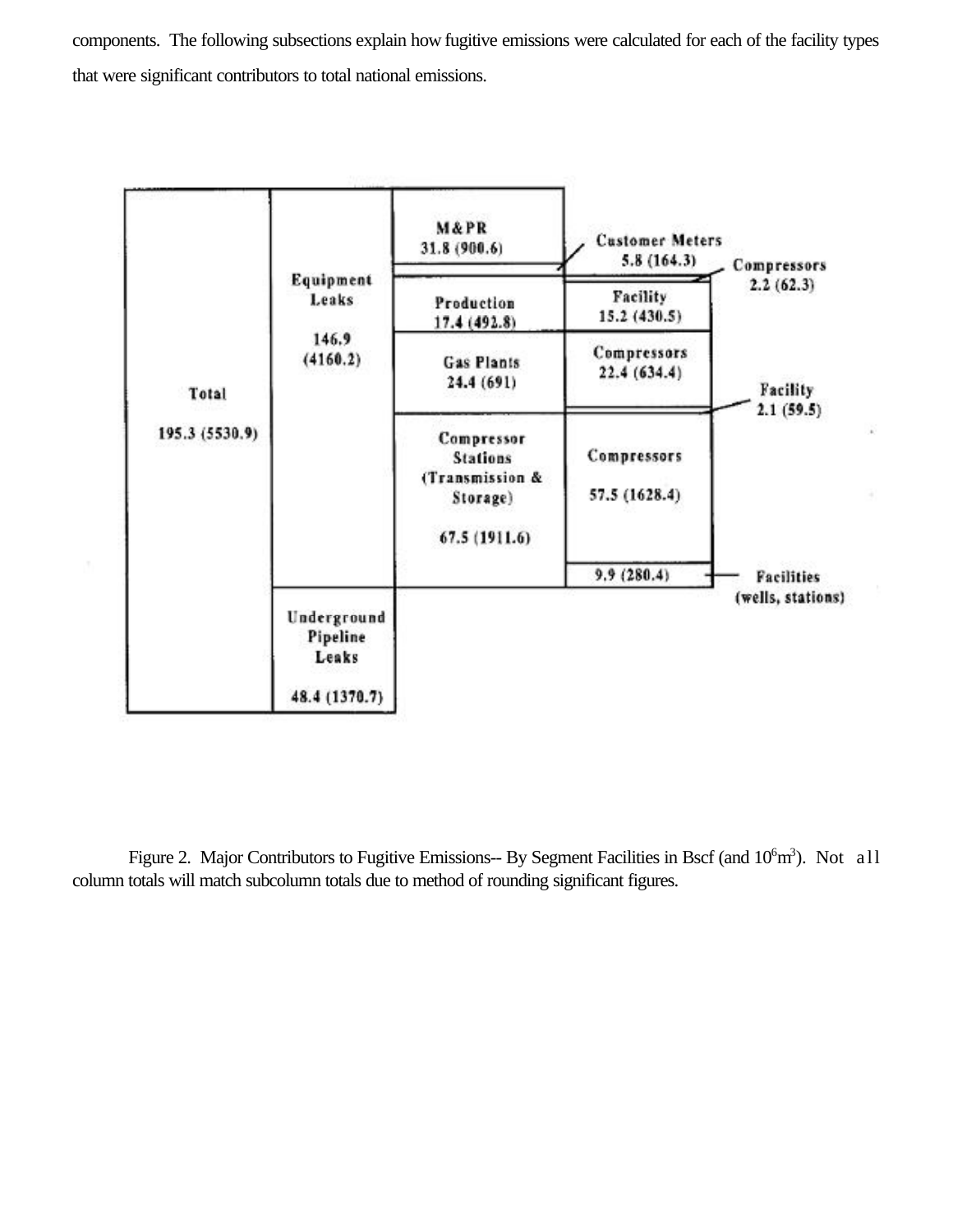components. The following subsections explain how fugitive emissions were calculated for each of the facility types that were significant contributors to total national emissions.

| Total | Category | Segment | Sub-category |
|---|---|---|---|
| Total 195.3 (5530.9) | Equipment Leaks 146.9 (4160.2) | M&PR 31.8 (900.6) | Customer Meters 5.8 (164.3) |
| | | Production 17.4 (492.8) | Compressors 2.2 (62.3) |
| | | | Facility 15.2 (430.5) |
| | | Gas Plants 24.4 (691) | Compressors 22.4 (634.4) |
| | | | Facility 2.1 (59.5) |
| | | Compressor Stations (Transmission & Storage) 67.5 (1911.6) | Compressors 57.5 (1628.4) |
| | | | Facilities (wells, stations) 9.9 (280.4) |
| | Underground Pipeline Leaks 48.4 (1370.7) | | |

Figure 2. Major Contributors to Fugitive Emissions-- By Segment Facilities in Bscf (and $10^6 m^3$). Not all column totals will match subcolumn totals due to method of rounding significant figures.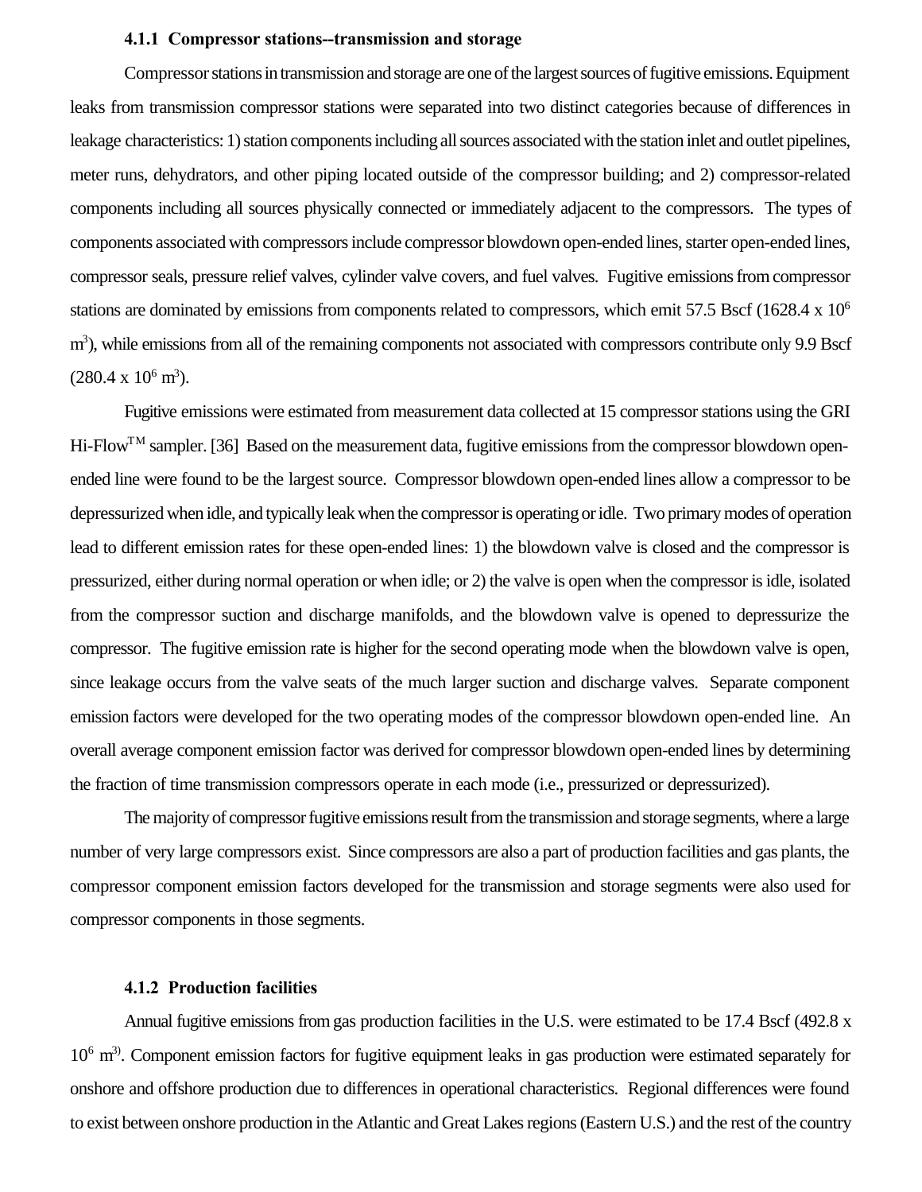#### 4.1.1 Compressor stations--transmission and storage

Compressor stations in transmission and storage are one of the largest sources of fugitive emissions. Equipment leaks from transmission compressor stations were separated into two distinct categories because of differences in leakage characteristics: 1) station components including all sources associated with the station inlet and outlet pipelines, meter runs, dehydrators, and other piping located outside of the compressor building; and 2) compressor-related components including all sources physically connected or immediately adjacent to the compressors. The types of components associated with compressors include compressor blowdown open-ended lines, starter open-ended lines, compressor seals, pressure relief valves, cylinder valve covers, and fuel valves. Fugitive emissions from compressor stations are dominated by emissions from components related to compressors, which emit 57.5 Bscf (1628.4 x $10^6$ $m^3$), while emissions from all of the remaining components not associated with compressors contribute only 9.9 Bscf (280.4 x $10^6$ $m^3$).

Fugitive emissions were estimated from measurement data collected at 15 compressor stations using the GRI Hi-Flow$^{TM}$ sampler. [36] Based on the measurement data, fugitive emissions from the compressor blowdown open-ended line were found to be the largest source. Compressor blowdown open-ended lines allow a compressor to be depressurized when idle, and typically leak when the compressor is operating or idle. Two primary modes of operation lead to different emission rates for these open-ended lines: 1) the blowdown valve is closed and the compressor is pressurized, either during normal operation or when idle; or 2) the valve is open when the compressor is idle, isolated from the compressor suction and discharge manifolds, and the blowdown valve is opened to depressurize the compressor. The fugitive emission rate is higher for the second operating mode when the blowdown valve is open, since leakage occurs from the valve seats of the much larger suction and discharge valves. Separate component emission factors were developed for the two operating modes of the compressor blowdown open-ended line. An overall average component emission factor was derived for compressor blowdown open-ended lines by determining the fraction of time transmission compressors operate in each mode (i.e., pressurized or depressurized).

The majority of compressor fugitive emissions result from the transmission and storage segments, where a large number of very large compressors exist. Since compressors are also a part of production facilities and gas plants, the compressor component emission factors developed for the transmission and storage segments were also used for compressor components in those segments.

#### 4.1.2 Production facilities

Annual fugitive emissions from gas production facilities in the U.S. were estimated to be 17.4 Bscf (492.8 x $10^6$ $m^3$). Component emission factors for fugitive equipment leaks in gas production were estimated separately for onshore and offshore production due to differences in operational characteristics. Regional differences were found to exist between onshore production in the Atlantic and Great Lakes regions (Eastern U.S.) and the rest of the country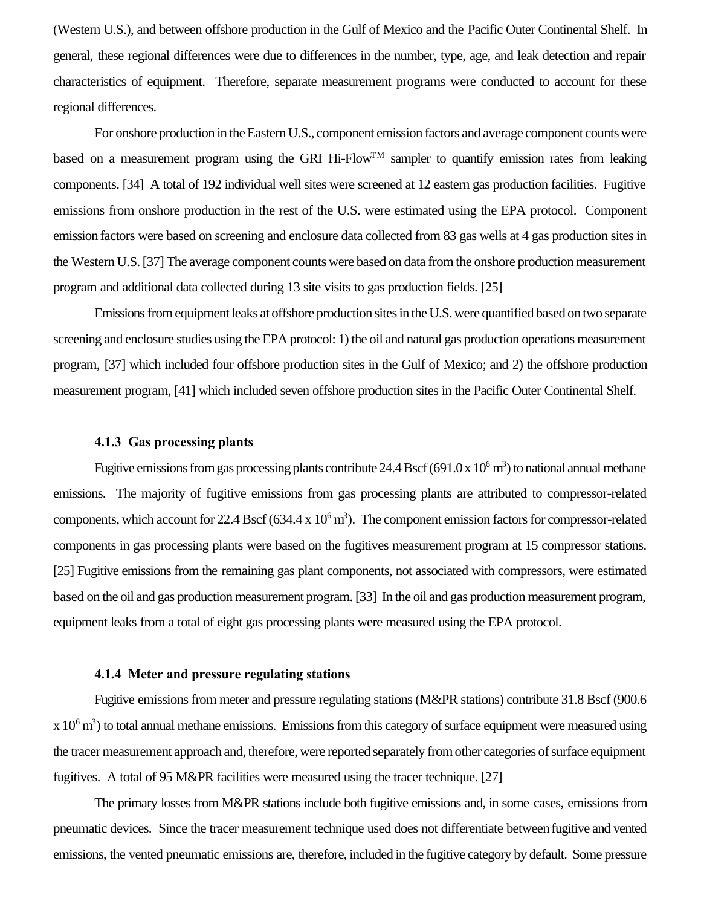(Western U.S.), and between offshore production in the Gulf of Mexico and the Pacific Outer Continental Shelf. In general, these regional differences were due to differences in the number, type, age, and leak detection and repair characteristics of equipment. Therefore, separate measurement programs were conducted to account for these regional differences.

For onshore production in the Eastern U.S., component emission factors and average component counts were based on a measurement program using the GRI Hi-Flow$^{TM}$ sampler to quantify emission rates from leaking components. [34] A total of 192 individual well sites were screened at 12 eastern gas production facilities. Fugitive emissions from onshore production in the rest of the U.S. were estimated using the EPA protocol. Component emission factors were based on screening and enclosure data collected from 83 gas wells at 4 gas production sites in the Western U.S. [37] The average component counts were based on data from the onshore production measurement program and additional data collected during 13 site visits to gas production fields. [25]

Emissions from equipment leaks at offshore production sites in the U.S. were quantified based on two separate screening and enclosure studies using the EPA protocol: 1) the oil and natural gas production operations measurement program, [37] which included four offshore production sites in the Gulf of Mexico; and 2) the offshore production measurement program, [41] which included seven offshore production sites in the Pacific Outer Continental Shelf.

#### 4.1.3 Gas processing plants

Fugitive emissions from gas processing plants contribute 24.4 Bscf (691.0 x $10^6$ $m^3$) to national annual methane emissions. The majority of fugitive emissions from gas processing plants are attributed to compressor-related components, which account for 22.4 Bscf (634.4 x $10^6$ $m^3$). The component emission factors for compressor-related components in gas processing plants were based on the fugitives measurement program at 15 compressor stations. [25] Fugitive emissions from the remaining gas plant components, not associated with compressors, were estimated based on the oil and gas production measurement program. [33] In the oil and gas production measurement program, equipment leaks from a total of eight gas processing plants were measured using the EPA protocol.

#### 4.1.4 Meter and pressure regulating stations

Fugitive emissions from meter and pressure regulating stations (M&PR stations) contribute 31.8 Bscf (900.6 x $10^6$ $m^3$) to total annual methane emissions. Emissions from this category of surface equipment were measured using the tracer measurement approach and, therefore, were reported separately from other categories of surface equipment fugitives. A total of 95 M&PR facilities were measured using the tracer technique. [27]

The primary losses from M&PR stations include both fugitive emissions and, in some cases, emissions from pneumatic devices. Since the tracer measurement technique used does not differentiate between fugitive and vented emissions, the vented pneumatic emissions are, therefore, included in the fugitive category by default. Some pressure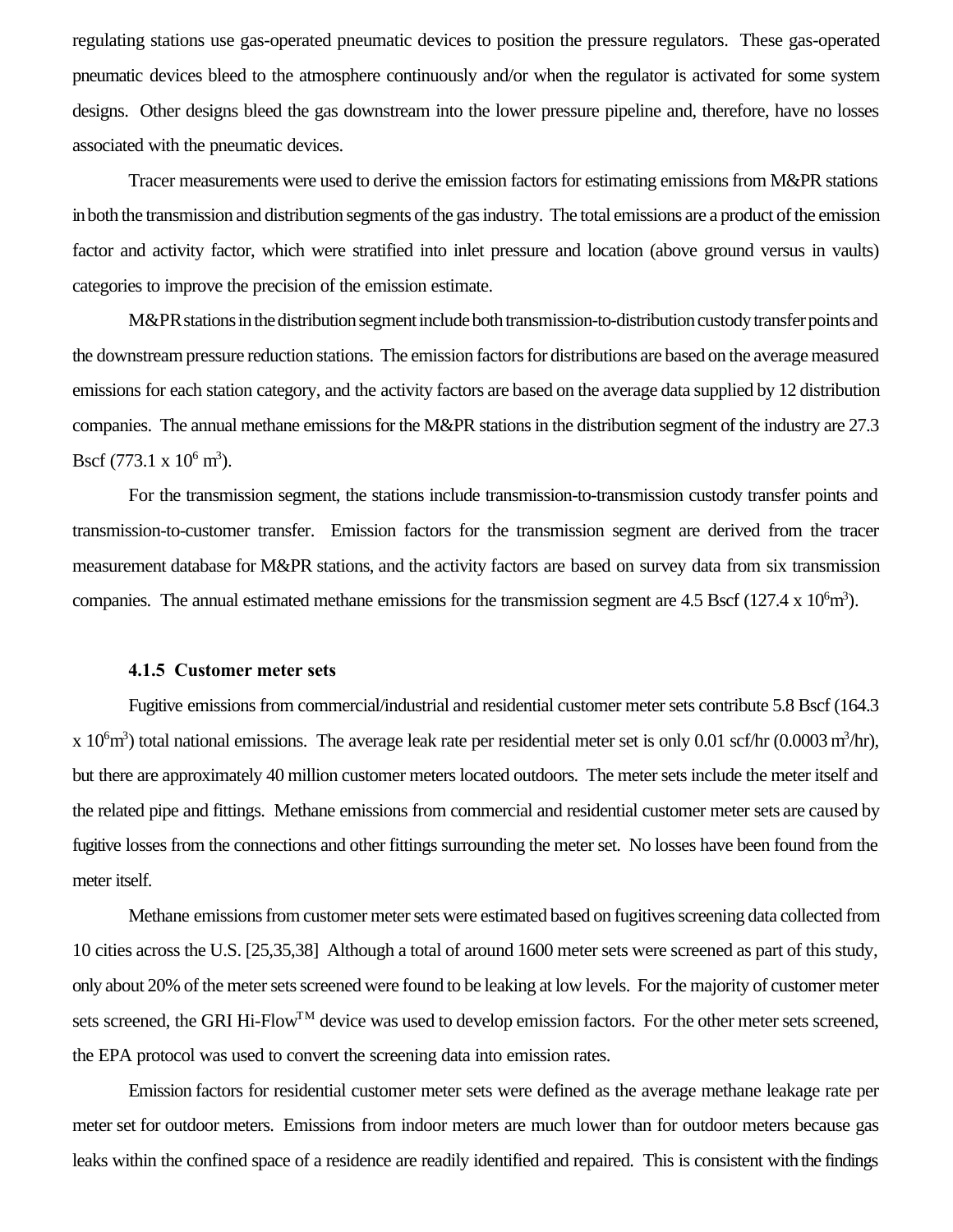regulating stations use gas-operated pneumatic devices to position the pressure regulators. These gas-operated pneumatic devices bleed to the atmosphere continuously and/or when the regulator is activated for some system designs. Other designs bleed the gas downstream into the lower pressure pipeline and, therefore, have no losses associated with the pneumatic devices.

Tracer measurements were used to derive the emission factors for estimating emissions from M&PR stations in both the transmission and distribution segments of the gas industry. The total emissions are a product of the emission factor and activity factor, which were stratified into inlet pressure and location (above ground versus in vaults) categories to improve the precision of the emission estimate.

M&PR stations in the distribution segment include both transmission-to-distribution custody transfer points and the downstream pressure reduction stations. The emission factors for distributions are based on the average measured emissions for each station category, and the activity factors are based on the average data supplied by 12 distribution companies. The annual methane emissions for the M&PR stations in the distribution segment of the industry are 27.3 Bscf (773.1 x $10^6$ $m^3$).

For the transmission segment, the stations include transmission-to-transmission custody transfer points and transmission-to-customer transfer. Emission factors for the transmission segment are derived from the tracer measurement database for M&PR stations, and the activity factors are based on survey data from six transmission companies. The annual estimated methane emissions for the transmission segment are 4.5 Bscf (127.4 x $10^6 m^3$).

#### 4.1.5 Customer meter sets

Fugitive emissions from commercial/industrial and residential customer meter sets contribute 5.8 Bscf (164.3 x $10^6 m^3$) total national emissions. The average leak rate per residential meter set is only 0.01 scf/hr (0.0003 $m^3$/hr), but there are approximately 40 million customer meters located outdoors. The meter sets include the meter itself and the related pipe and fittings. Methane emissions from commercial and residential customer meter sets are caused by fugitive losses from the connections and other fittings surrounding the meter set. No losses have been found from the meter itself.

Methane emissions from customer meter sets were estimated based on fugitives screening data collected from 10 cities across the U.S. [25,35,38] Although a total of around 1600 meter sets were screened as part of this study, only about 20% of the meter sets screened were found to be leaking at low levels. For the majority of customer meter sets screened, the GRI Hi-Flow™ device was used to develop emission factors. For the other meter sets screened, the EPA protocol was used to convert the screening data into emission rates.

Emission factors for residential customer meter sets were defined as the average methane leakage rate per meter set for outdoor meters. Emissions from indoor meters are much lower than for outdoor meters because gas leaks within the confined space of a residence are readily identified and repaired. This is consistent with the findings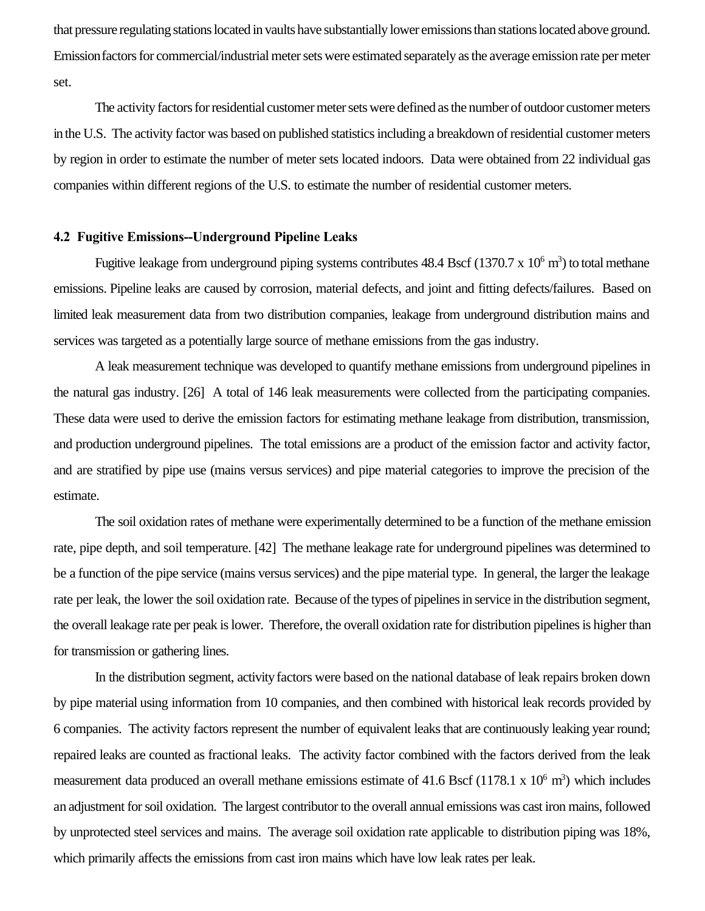that pressure regulating stations located in vaults have substantially lower emissions than stations located above ground. Emission factors for commercial/industrial meter sets were estimated separately as the average emission rate per meter set.

The activity factors for residential customer meter sets were defined as the number of outdoor customer meters in the U.S. The activity factor was based on published statistics including a breakdown of residential customer meters by region in order to estimate the number of meter sets located indoors. Data were obtained from 22 individual gas companies within different regions of the U.S. to estimate the number of residential customer meters.

### 4.2 Fugitive Emissions--Underground Pipeline Leaks

Fugitive leakage from underground piping systems contributes 48.4 Bscf (1370.7 x $10^6$ $m^3$) to total methane emissions. Pipeline leaks are caused by corrosion, material defects, and joint and fitting defects/failures. Based on limited leak measurement data from two distribution companies, leakage from underground distribution mains and services was targeted as a potentially large source of methane emissions from the gas industry.

A leak measurement technique was developed to quantify methane emissions from underground pipelines in the natural gas industry. [26] A total of 146 leak measurements were collected from the participating companies. These data were used to derive the emission factors for estimating methane leakage from distribution, transmission, and production underground pipelines. The total emissions are a product of the emission factor and activity factor, and are stratified by pipe use (mains versus services) and pipe material categories to improve the precision of the estimate.

The soil oxidation rates of methane were experimentally determined to be a function of the methane emission rate, pipe depth, and soil temperature. [42] The methane leakage rate for underground pipelines was determined to be a function of the pipe service (mains versus services) and the pipe material type. In general, the larger the leakage rate per leak, the lower the soil oxidation rate. Because of the types of pipelines in service in the distribution segment, the overall leakage rate per peak is lower. Therefore, the overall oxidation rate for distribution pipelines is higher than for transmission or gathering lines.

In the distribution segment, activity factors were based on the national database of leak repairs broken down by pipe material using information from 10 companies, and then combined with historical leak records provided by 6 companies. The activity factors represent the number of equivalent leaks that are continuously leaking year round; repaired leaks are counted as fractional leaks. The activity factor combined with the factors derived from the leak measurement data produced an overall methane emissions estimate of 41.6 Bscf (1178.1 x $10^6$ $m^3$) which includes an adjustment for soil oxidation. The largest contributor to the overall annual emissions was cast iron mains, followed by unprotected steel services and mains. The average soil oxidation rate applicable to distribution piping was 18%, which primarily affects the emissions from cast iron mains which have low leak rates per leak.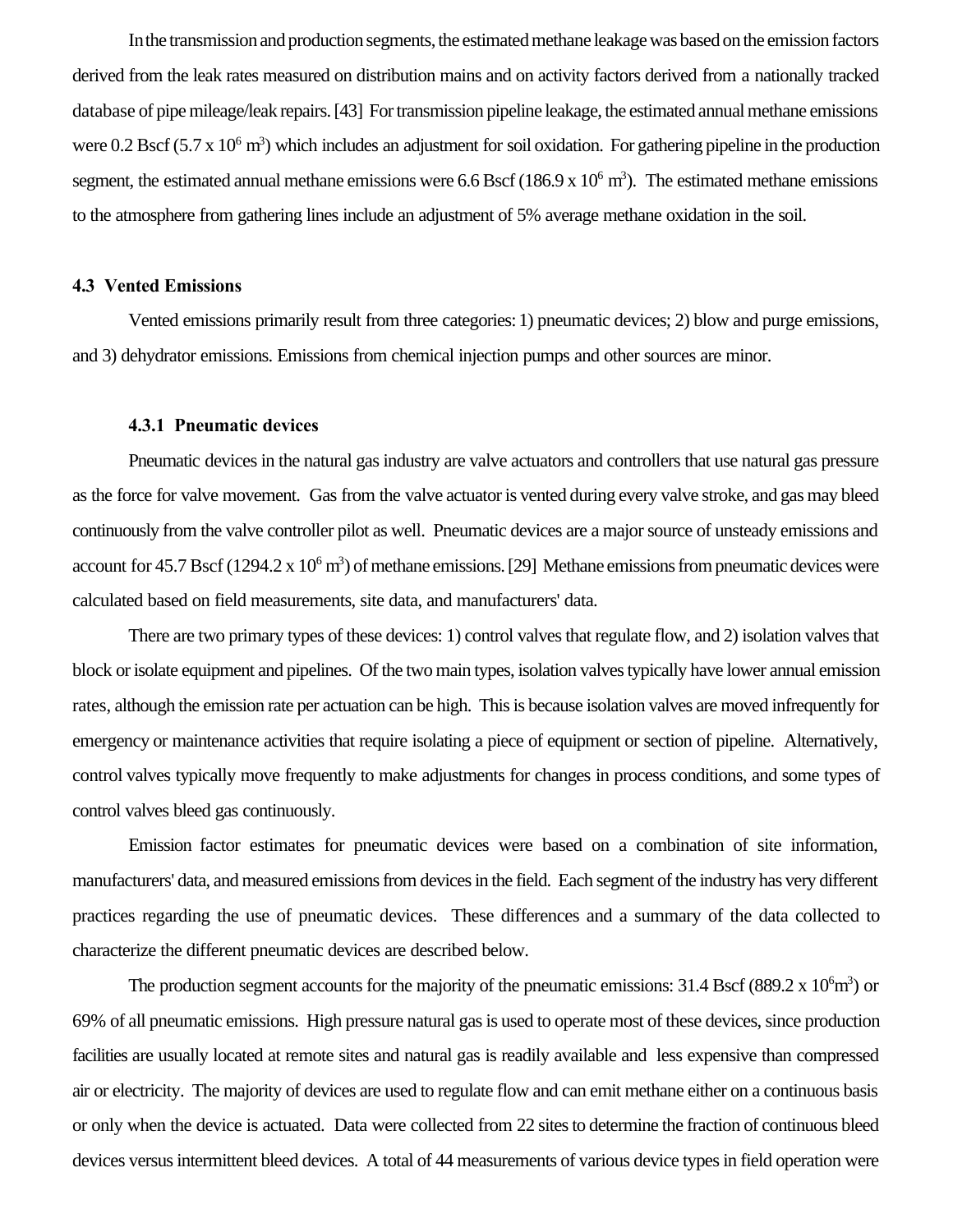In the transmission and production segments, the estimated methane leakage was based on the emission factors derived from the leak rates measured on distribution mains and on activity factors derived from a nationally tracked database of pipe mileage/leak repairs. [43] For transmission pipeline leakage, the estimated annual methane emissions were 0.2 Bscf ($5.7 \times 10^6$ $m^3$) which includes an adjustment for soil oxidation. For gathering pipeline in the production segment, the estimated annual methane emissions were 6.6 Bscf ($186.9 \times 10^6$ $m^3$). The estimated methane emissions to the atmosphere from gathering lines include an adjustment of 5% average methane oxidation in the soil.

### 4.3 Vented Emissions

Vented emissions primarily result from three categories: 1) pneumatic devices; 2) blow and purge emissions, and 3) dehydrator emissions. Emissions from chemical injection pumps and other sources are minor.

#### 4.3.1 Pneumatic devices

Pneumatic devices in the natural gas industry are valve actuators and controllers that use natural gas pressure as the force for valve movement. Gas from the valve actuator is vented during every valve stroke, and gas may bleed continuously from the valve controller pilot as well. Pneumatic devices are a major source of unsteady emissions and account for 45.7 Bscf ($1294.2 \times 10^6$ $m^3$) of methane emissions. [29] Methane emissions from pneumatic devices were calculated based on field measurements, site data, and manufacturers' data.

There are two primary types of these devices: 1) control valves that regulate flow, and 2) isolation valves that block or isolate equipment and pipelines. Of the two main types, isolation valves typically have lower annual emission rates, although the emission rate per actuation can be high. This is because isolation valves are moved infrequently for emergency or maintenance activities that require isolating a piece of equipment or section of pipeline. Alternatively, control valves typically move frequently to make adjustments for changes in process conditions, and some types of control valves bleed gas continuously.

Emission factor estimates for pneumatic devices were based on a combination of site information, manufacturers' data, and measured emissions from devices in the field. Each segment of the industry has very different practices regarding the use of pneumatic devices. These differences and a summary of the data collected to characterize the different pneumatic devices are described below.

The production segment accounts for the majority of the pneumatic emissions: 31.4 Bscf ($889.2 \times 10^6 m^3$) or 69% of all pneumatic emissions. High pressure natural gas is used to operate most of these devices, since production facilities are usually located at remote sites and natural gas is readily available and less expensive than compressed air or electricity. The majority of devices are used to regulate flow and can emit methane either on a continuous basis or only when the device is actuated. Data were collected from 22 sites to determine the fraction of continuous bleed devices versus intermittent bleed devices. A total of 44 measurements of various device types in field operation were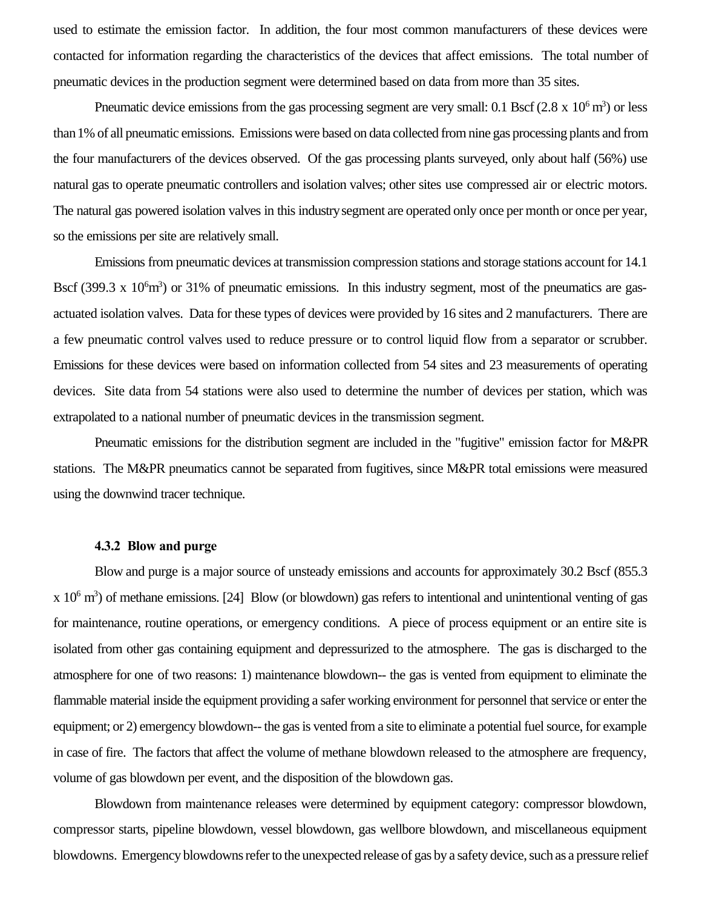used to estimate the emission factor. In addition, the four most common manufacturers of these devices were contacted for information regarding the characteristics of the devices that affect emissions. The total number of pneumatic devices in the production segment were determined based on data from more than 35 sites.

Pneumatic device emissions from the gas processing segment are very small: 0.1 Bscf (2.8 x $10^6$ $m^3$) or less than 1% of all pneumatic emissions. Emissions were based on data collected from nine gas processing plants and from the four manufacturers of the devices observed. Of the gas processing plants surveyed, only about half (56%) use natural gas to operate pneumatic controllers and isolation valves; other sites use compressed air or electric motors. The natural gas powered isolation valves in this industry segment are operated only once per month or once per year, so the emissions per site are relatively small.

Emissions from pneumatic devices at transmission compression stations and storage stations account for 14.1 Bscf (399.3 x $10^6$$m^3$) or 31% of pneumatic emissions. In this industry segment, most of the pneumatics are gas-actuated isolation valves. Data for these types of devices were provided by 16 sites and 2 manufacturers. There are a few pneumatic control valves used to reduce pressure or to control liquid flow from a separator or scrubber. Emissions for these devices were based on information collected from 54 sites and 23 measurements of operating devices. Site data from 54 stations were also used to determine the number of devices per station, which was extrapolated to a national number of pneumatic devices in the transmission segment.

Pneumatic emissions for the distribution segment are included in the "fugitive" emission factor for M&PR stations. The M&PR pneumatics cannot be separated from fugitives, since M&PR total emissions were measured using the downwind tracer technique.

### 4.3.2 Blow and purge

Blow and purge is a major source of unsteady emissions and accounts for approximately 30.2 Bscf (855.3 x $10^6$ $m^3$) of methane emissions. [24] Blow (or blowdown) gas refers to intentional and unintentional venting of gas for maintenance, routine operations, or emergency conditions. A piece of process equipment or an entire site is isolated from other gas containing equipment and depressurized to the atmosphere. The gas is discharged to the atmosphere for one of two reasons: 1) maintenance blowdown-- the gas is vented from equipment to eliminate the flammable material inside the equipment providing a safer working environment for personnel that service or enter the equipment; or 2) emergency blowdown-- the gas is vented from a site to eliminate a potential fuel source, for example in case of fire. The factors that affect the volume of methane blowdown released to the atmosphere are frequency, volume of gas blowdown per event, and the disposition of the blowdown gas.

Blowdown from maintenance releases were determined by equipment category: compressor blowdown, compressor starts, pipeline blowdown, vessel blowdown, gas wellbore blowdown, and miscellaneous equipment blowdowns. Emergency blowdowns refer to the unexpected release of gas by a safety device, such as a pressure relief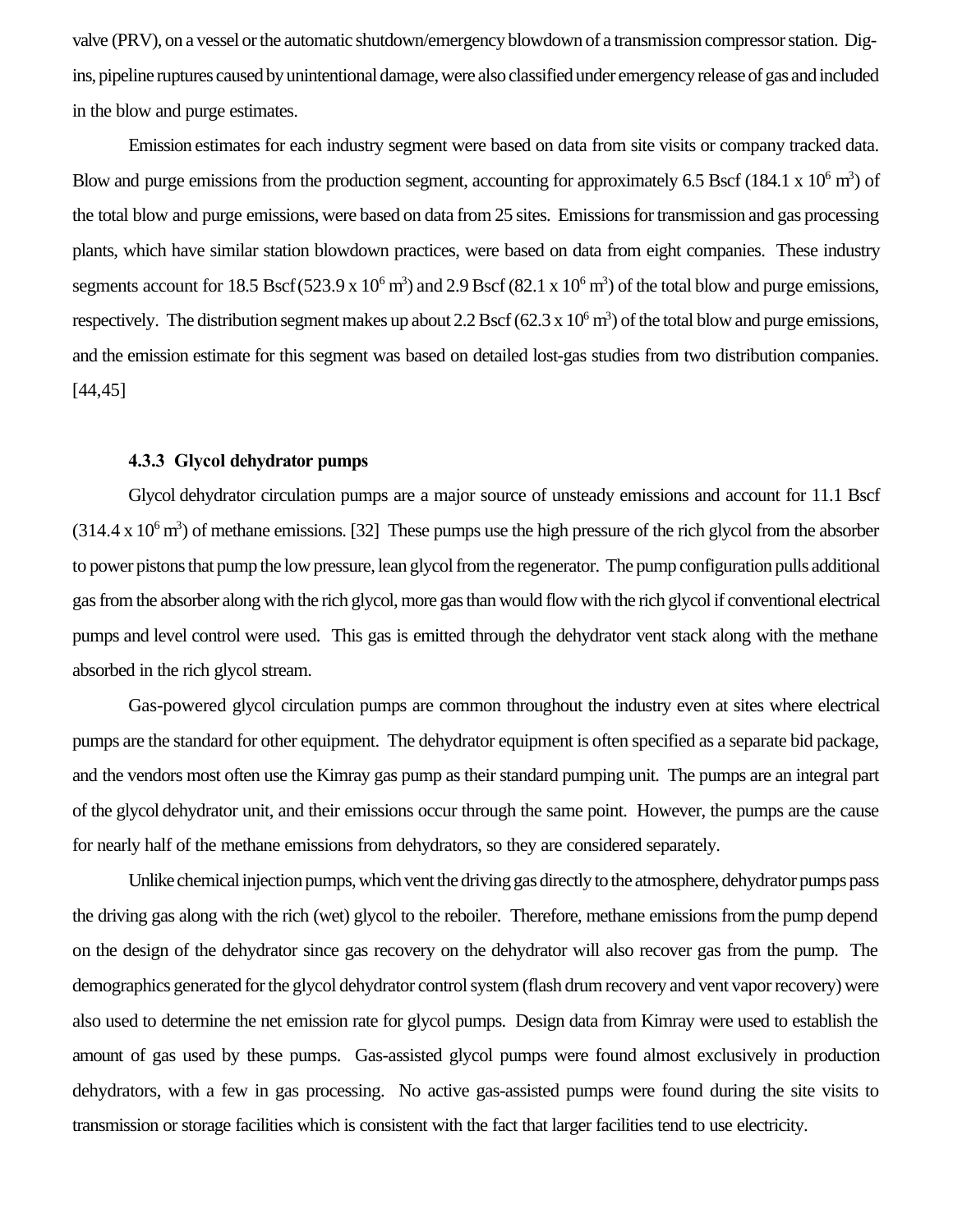valve (PRV), on a vessel or the automatic shutdown/emergency blowdown of a transmission compressor station. Dig-ins, pipeline ruptures caused by unintentional damage, were also classified under emergency release of gas and included in the blow and purge estimates.

Emission estimates for each industry segment were based on data from site visits or company tracked data. Blow and purge emissions from the production segment, accounting for approximately 6.5 Bscf (184.1 x $10^6$ $m^3$) of the total blow and purge emissions, were based on data from 25 sites. Emissions for transmission and gas processing plants, which have similar station blowdown practices, were based on data from eight companies. These industry segments account for 18.5 Bscf (523.9 x $10^6$ $m^3$) and 2.9 Bscf (82.1 x $10^6$ $m^3$) of the total blow and purge emissions, respectively. The distribution segment makes up about 2.2 Bscf (62.3 x $10^6$ $m^3$) of the total blow and purge emissions, and the emission estimate for this segment was based on detailed lost-gas studies from two distribution companies. [44,45]

### 4.3.3 Glycol dehydrator pumps

Glycol dehydrator circulation pumps are a major source of unsteady emissions and account for 11.1 Bscf (314.4 x $10^6$ $m^3$) of methane emissions. [32] These pumps use the high pressure of the rich glycol from the absorber to power pistons that pump the low pressure, lean glycol from the regenerator. The pump configuration pulls additional gas from the absorber along with the rich glycol, more gas than would flow with the rich glycol if conventional electrical pumps and level control were used. This gas is emitted through the dehydrator vent stack along with the methane absorbed in the rich glycol stream.

Gas-powered glycol circulation pumps are common throughout the industry even at sites where electrical pumps are the standard for other equipment. The dehydrator equipment is often specified as a separate bid package, and the vendors most often use the Kimray gas pump as their standard pumping unit. The pumps are an integral part of the glycol dehydrator unit, and their emissions occur through the same point. However, the pumps are the cause for nearly half of the methane emissions from dehydrators, so they are considered separately.

Unlike chemical injection pumps, which vent the driving gas directly to the atmosphere, dehydrator pumps pass the driving gas along with the rich (wet) glycol to the reboiler. Therefore, methane emissions from the pump depend on the design of the dehydrator since gas recovery on the dehydrator will also recover gas from the pump. The demographics generated for the glycol dehydrator control system (flash drum recovery and vent vapor recovery) were also used to determine the net emission rate for glycol pumps. Design data from Kimray were used to establish the amount of gas used by these pumps. Gas-assisted glycol pumps were found almost exclusively in production dehydrators, with a few in gas processing. No active gas-assisted pumps were found during the site visits to transmission or storage facilities which is consistent with the fact that larger facilities tend to use electricity.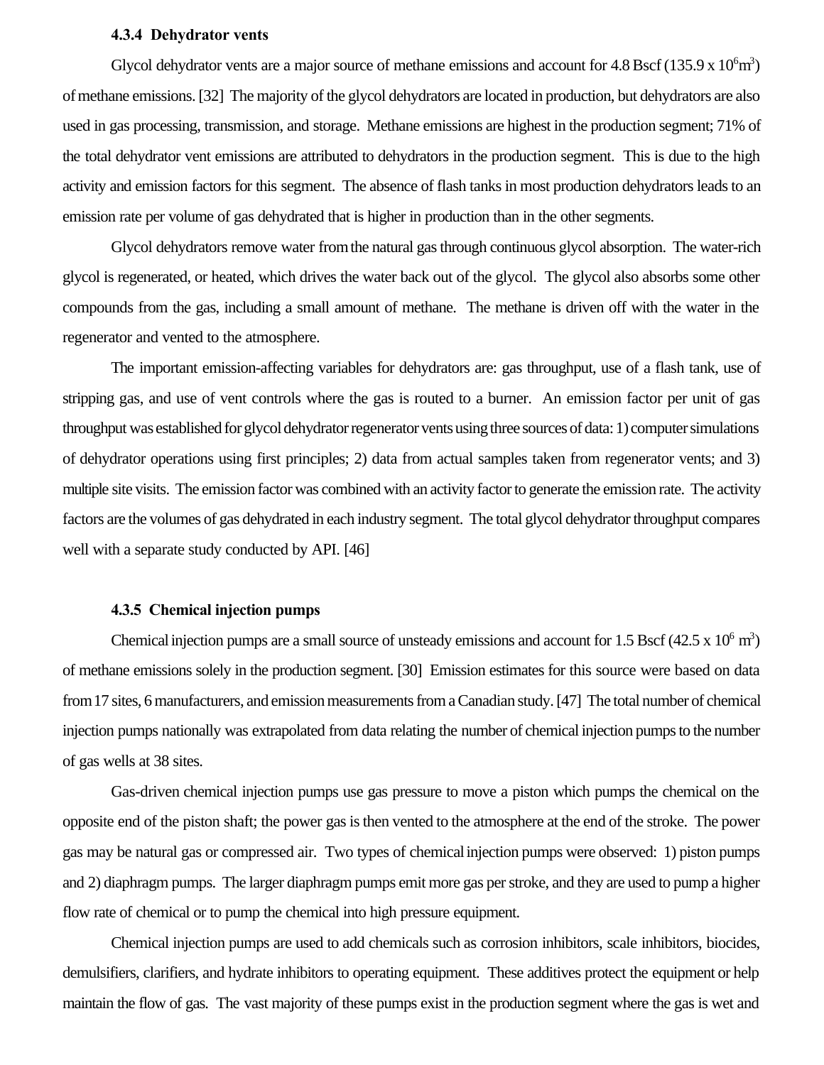#### 4.3.4 Dehydrator vents

Glycol dehydrator vents are a major source of methane emissions and account for 4.8 Bscf ($135.9 \times 10^6 m^3$) of methane emissions. [32] The majority of the glycol dehydrators are located in production, but dehydrators are also used in gas processing, transmission, and storage. Methane emissions are highest in the production segment; 71% of the total dehydrator vent emissions are attributed to dehydrators in the production segment. This is due to the high activity and emission factors for this segment. The absence of flash tanks in most production dehydrators leads to an emission rate per volume of gas dehydrated that is higher in production than in the other segments.

Glycol dehydrators remove water from the natural gas through continuous glycol absorption. The water-rich glycol is regenerated, or heated, which drives the water back out of the glycol. The glycol also absorbs some other compounds from the gas, including a small amount of methane. The methane is driven off with the water in the regenerator and vented to the atmosphere.

The important emission-affecting variables for dehydrators are: gas throughput, use of a flash tank, use of stripping gas, and use of vent controls where the gas is routed to a burner. An emission factor per unit of gas throughput was established for glycol dehydrator regenerator vents using three sources of data: 1) computer simulations of dehydrator operations using first principles; 2) data from actual samples taken from regenerator vents; and 3) multiple site visits. The emission factor was combined with an activity factor to generate the emission rate. The activity factors are the volumes of gas dehydrated in each industry segment. The total glycol dehydrator throughput compares well with a separate study conducted by API. [46]

#### 4.3.5 Chemical injection pumps

Chemical injection pumps are a small source of unsteady emissions and account for 1.5 Bscf ($42.5 \times 10^6 m^3$) of methane emissions solely in the production segment. [30] Emission estimates for this source were based on data from 17 sites, 6 manufacturers, and emission measurements from a Canadian study. [47] The total number of chemical injection pumps nationally was extrapolated from data relating the number of chemical injection pumps to the number of gas wells at 38 sites.

Gas-driven chemical injection pumps use gas pressure to move a piston which pumps the chemical on the opposite end of the piston shaft; the power gas is then vented to the atmosphere at the end of the stroke. The power gas may be natural gas or compressed air. Two types of chemical injection pumps were observed: 1) piston pumps and 2) diaphragm pumps. The larger diaphragm pumps emit more gas per stroke, and they are used to pump a higher flow rate of chemical or to pump the chemical into high pressure equipment.

Chemical injection pumps are used to add chemicals such as corrosion inhibitors, scale inhibitors, biocides, demulsifiers, clarifiers, and hydrate inhibitors to operating equipment. These additives protect the equipment or help maintain the flow of gas. The vast majority of these pumps exist in the production segment where the gas is wet and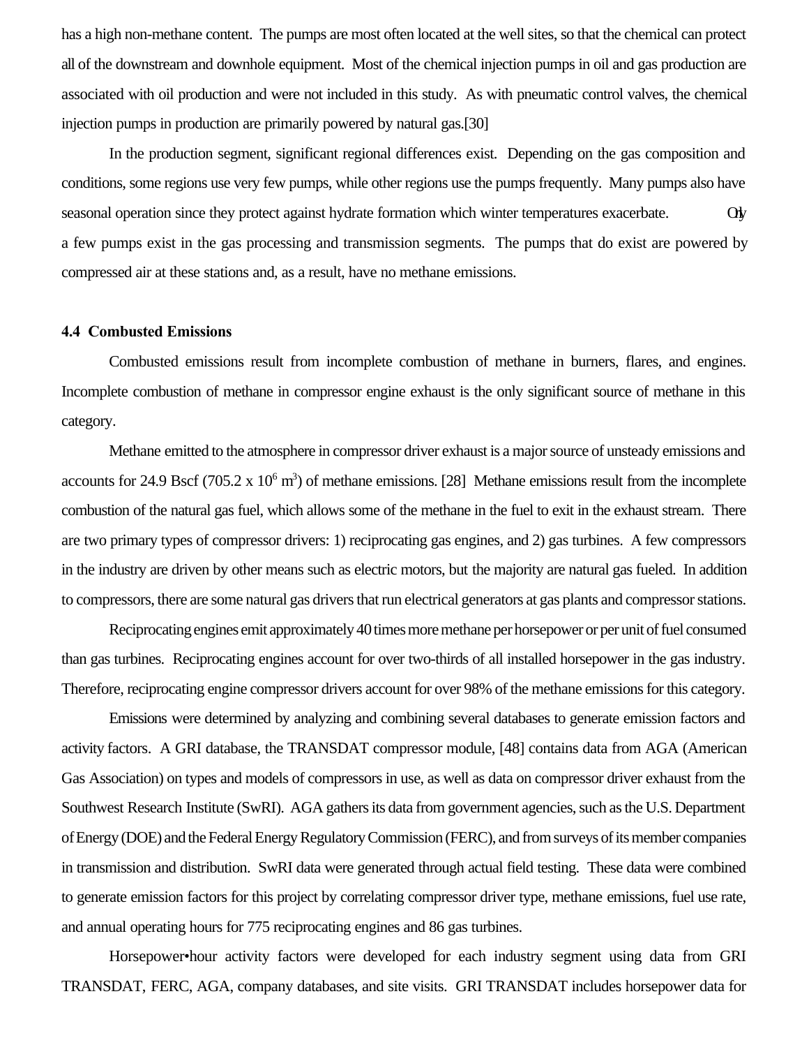has a high non-methane content. The pumps are most often located at the well sites, so that the chemical can protect all of the downstream and downhole equipment. Most of the chemical injection pumps in oil and gas production are associated with oil production and were not included in this study. As with pneumatic control valves, the chemical injection pumps in production are primarily powered by natural gas.[30]

In the production segment, significant regional differences exist. Depending on the gas composition and conditions, some regions use very few pumps, while other regions use the pumps frequently. Many pumps also have seasonal operation since they protect against hydrate formation which winter temperatures exacerbate. Only a few pumps exist in the gas processing and transmission segments. The pumps that do exist are powered by compressed air at these stations and, as a result, have no methane emissions.

### 4.4 Combusted Emissions

Combusted emissions result from incomplete combustion of methane in burners, flares, and engines. Incomplete combustion of methane in compressor engine exhaust is the only significant source of methane in this category.

Methane emitted to the atmosphere in compressor driver exhaust is a major source of unsteady emissions and accounts for 24.9 Bscf (705.2 x $10^6$ $m^3$) of methane emissions. [28] Methane emissions result from the incomplete combustion of the natural gas fuel, which allows some of the methane in the fuel to exit in the exhaust stream. There are two primary types of compressor drivers: 1) reciprocating gas engines, and 2) gas turbines. A few compressors in the industry are driven by other means such as electric motors, but the majority are natural gas fueled. In addition to compressors, there are some natural gas drivers that run electrical generators at gas plants and compressor stations.

Reciprocating engines emit approximately 40 times more methane per horsepower or per unit of fuel consumed than gas turbines. Reciprocating engines account for over two-thirds of all installed horsepower in the gas industry. Therefore, reciprocating engine compressor drivers account for over 98% of the methane emissions for this category.

Emissions were determined by analyzing and combining several databases to generate emission factors and activity factors. A GRI database, the TRANSDAT compressor module, [48] contains data from AGA (American Gas Association) on types and models of compressors in use, as well as data on compressor driver exhaust from the Southwest Research Institute (SwRI). AGA gathers its data from government agencies, such as the U.S. Department of Energy (DOE) and the Federal Energy Regulatory Commission (FERC), and from surveys of its member companies in transmission and distribution. SwRI data were generated through actual field testing. These data were combined to generate emission factors for this project by correlating compressor driver type, methane emissions, fuel use rate, and annual operating hours for 775 reciprocating engines and 86 gas turbines.

Horsepower•hour activity factors were developed for each industry segment using data from GRI TRANSDAT, FERC, AGA, company databases, and site visits. GRI TRANSDAT includes horsepower data for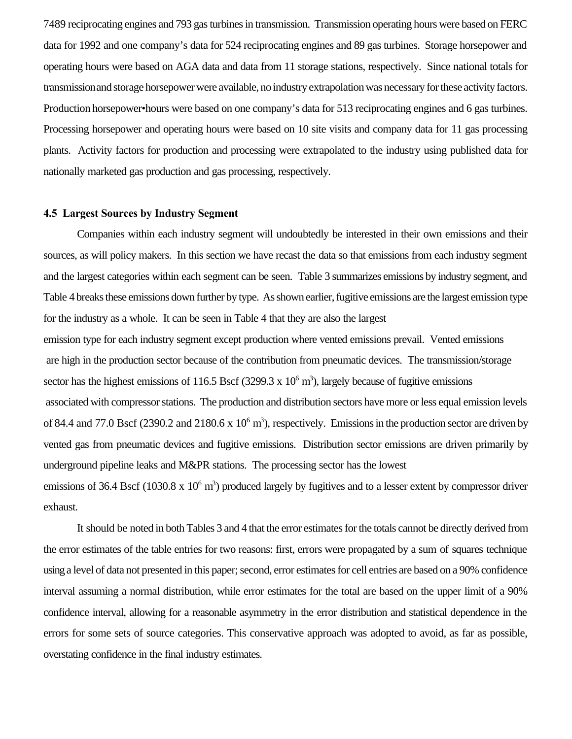7489 reciprocating engines and 793 gas turbines in transmission. Transmission operating hours were based on FERC data for 1992 and one company's data for 524 reciprocating engines and 89 gas turbines. Storage horsepower and operating hours were based on AGA data and data from 11 storage stations, respectively. Since national totals for transmission and storage horsepower were available, no industry extrapolation was necessary for these activity factors. Production horsepower•hours were based on one company's data for 513 reciprocating engines and 6 gas turbines. Processing horsepower and operating hours were based on 10 site visits and company data for 11 gas processing plants. Activity factors for production and processing were extrapolated to the industry using published data for nationally marketed gas production and gas processing, respectively.

### 4.5 Largest Sources by Industry Segment

Companies within each industry segment will undoubtedly be interested in their own emissions and their sources, as will policy makers. In this section we have recast the data so that emissions from each industry segment and the largest categories within each segment can be seen. Table 3 summarizes emissions by industry segment, and Table 4 breaks these emissions down further by type. As shown earlier, fugitive emissions are the largest emission type for the industry as a whole. It can be seen in Table 4 that they are also the largest emission type for each industry segment except production where vented emissions prevail. Vented emissions are high in the production sector because of the contribution from pneumatic devices. The transmission/storage sector has the highest emissions of 116.5 Bscf (3299.3 x $10^6$ $m^3$), largely because of fugitive emissions associated with compressor stations. The production and distribution sectors have more or less equal emission levels of 84.4 and 77.0 Bscf (2390.2 and 2180.6 x $10^6$ $m^3$), respectively. Emissions in the production sector are driven by vented gas from pneumatic devices and fugitive emissions. Distribution sector emissions are driven primarily by underground pipeline leaks and M&PR stations. The processing sector has the lowest emissions of 36.4 Bscf (1030.8 x $10^6$ $m^3$) produced largely by fugitives and to a lesser extent by compressor driver exhaust.

It should be noted in both Tables 3 and 4 that the error estimates for the totals cannot be directly derived from the error estimates of the table entries for two reasons: first, errors were propagated by a sum of squares technique using a level of data not presented in this paper; second, error estimates for cell entries are based on a 90% confidence interval assuming a normal distribution, while error estimates for the total are based on the upper limit of a 90% confidence interval, allowing for a reasonable asymmetry in the error distribution and statistical dependence in the errors for some sets of source categories. This conservative approach was adopted to avoid, as far as possible, overstating confidence in the final industry estimates.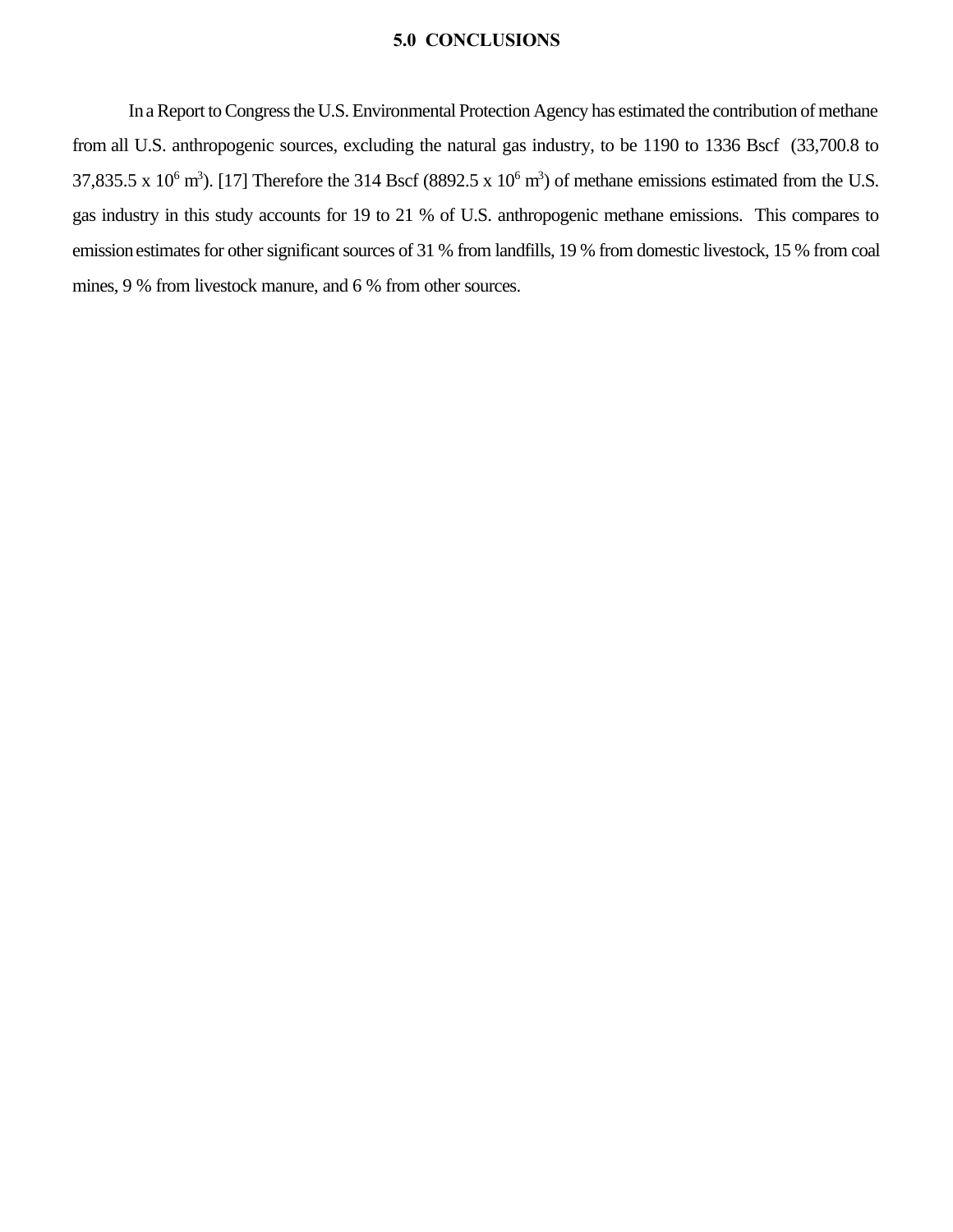# 5.0 CONCLUSIONS

In a Report to Congress the U.S. Environmental Protection Agency has estimated the contribution of methane from all U.S. anthropogenic sources, excluding the natural gas industry, to be 1190 to 1336 Bscf (33,700.8 to 37,835.5 x $10^6$ $m^3$). [17] Therefore the 314 Bscf (8892.5 x $10^6$ $m^3$) of methane emissions estimated from the U.S. gas industry in this study accounts for 19 to 21 % of U.S. anthropogenic methane emissions. This compares to emission estimates for other significant sources of 31 % from landfills, 19 % from domestic livestock, 15 % from coal mines, 9 % from livestock manure, and 6 % from other sources.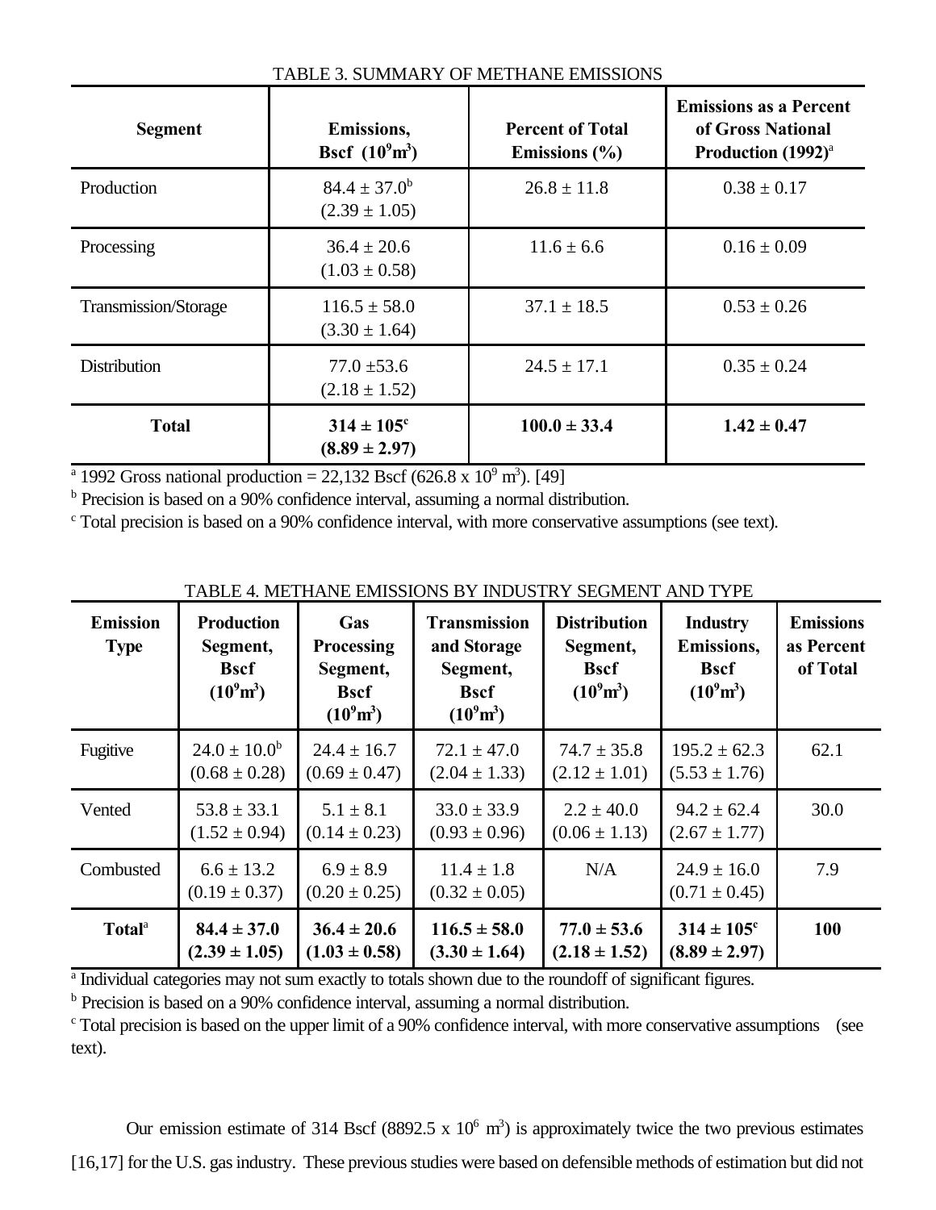TABLE 3. SUMMARY OF METHANE EMISSIONS

| Segment | Emissions, Bscf ($10^9 m^3$) | Percent of Total Emissions (%) | Emissions as a Percent of Gross National Production (1992)[a] |
|---|---|---|---|
| Production | 84.4 ± 37.0[b] (2.39 ± 1.05) | 26.8 ± 11.8 | 0.38 ± 0.17 |
| Processing | 36.4 ± 20.6 (1.03 ± 0.58) | 11.6 ± 6.6 | 0.16 ± 0.09 |
| Transmission/Storage | 116.5 ± 58.0 (3.30 ± 1.64) | 37.1 ± 18.5 | 0.53 ± 0.26 |
| Distribution | 77.0 ±53.6 (2.18 ± 1.52) | 24.5 ± 17.1 | 0.35 ± 0.24 |
| **Total** | **314 ± 105[c] (8.89 ± 2.97)** | **100.0 ± 33.4** | **1.42 ± 0.47** |

[a] 1992 Gross national production = 22,132 Bscf (626.8 x $10^9$ $m^3$). [49]

[b] Precision is based on a 90% confidence interval, assuming a normal distribution.

[c] Total precision is based on a 90% confidence interval, with more conservative assumptions (see text).

TABLE 4. METHANE EMISSIONS BY INDUSTRY SEGMENT AND TYPE

| Emission Type | Production Segment, Bscf ($10^9 m^3$) | Gas Processing Segment, Bscf ($10^9 m^3$) | Transmission and Storage Segment, Bscf ($10^9 m^3$) | Distribution Segment, Bscf ($10^9 m^3$) | Industry Emissions, Bscf ($10^9 m^3$) | Emissions as Percent of Total |
|---|---|---|---|---|---|---|
| Fugitive | 24.0 ± 10.0[b] (0.68 ± 0.28) | 24.4 ± 16.7 (0.69 ± 0.47) | 72.1 ± 47.0 (2.04 ± 1.33) | 74.7 ± 35.8 (2.12 ± 1.01) | 195.2 ± 62.3 (5.53 ± 1.76) | 62.1 |
| Vented | 53.8 ± 33.1 (1.52 ± 0.94) | 5.1 ± 8.1 (0.14 ± 0.23) | 33.0 ± 33.9 (0.93 ± 0.96) | 2.2 ± 40.0 (0.06 ± 1.13) | 94.2 ± 62.4 (2.67 ± 1.77) | 30.0 |
| Combusted | 6.6 ± 13.2 (0.19 ± 0.37) | 6.9 ± 8.9 (0.20 ± 0.25) | 11.4 ± 1.8 (0.32 ± 0.05) | N/A | 24.9 ± 16.0 (0.71 ± 0.45) | 7.9 |
| **Total[a]** | **84.4 ± 37.0 (2.39 ± 1.05)** | **36.4 ± 20.6 (1.03 ± 0.58)** | **116.5 ± 58.0 (3.30 ± 1.64)** | **77.0 ± 53.6 (2.18 ± 1.52)** | **314 ± 105[c] (8.89 ± 2.97)** | **100** |

[a] Individual categories may not sum exactly to totals shown due to the roundoff of significant figures.

[b] Precision is based on a 90% confidence interval, assuming a normal distribution.

[c] Total precision is based on the upper limit of a 90% confidence interval, with more conservative assumptions (see text).

Our emission estimate of 314 Bscf (8892.5 x $10^6$ $m^3$) is approximately twice the two previous estimates [16,17] for the U.S. gas industry. These previous studies were based on defensible methods of estimation but did not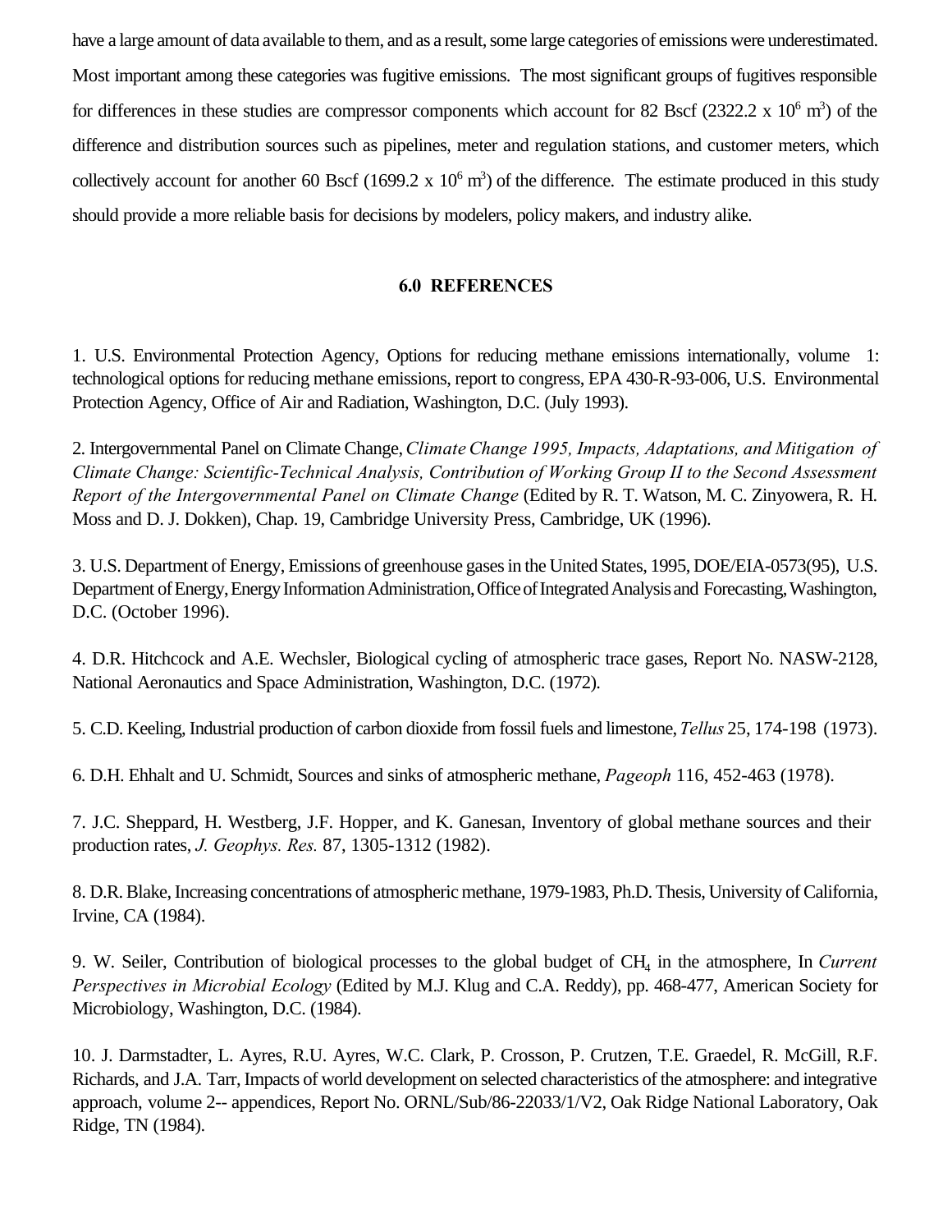have a large amount of data available to them, and as a result, some large categories of emissions were underestimated. Most important among these categories was fugitive emissions. The most significant groups of fugitives responsible for differences in these studies are compressor components which account for 82 Bscf (2322.2 x $10^6$ $m^3$) of the difference and distribution sources such as pipelines, meter and regulation stations, and customer meters, which collectively account for another 60 Bscf (1699.2 x $10^6$ $m^3$) of the difference. The estimate produced in this study should provide a more reliable basis for decisions by modelers, policy makers, and industry alike.

## 6.0 REFERENCES

1. U.S. Environmental Protection Agency, Options for reducing methane emissions internationally, volume 1: technological options for reducing methane emissions, report to congress, EPA 430-R-93-006, U.S. Environmental Protection Agency, Office of Air and Radiation, Washington, D.C. (July 1993).

2. Intergovernmental Panel on Climate Change, *Climate Change 1995, Impacts, Adaptations, and Mitigation of Climate Change: Scientific-Technical Analysis, Contribution of Working Group II to the Second Assessment Report of the Intergovernmental Panel on Climate Change* (Edited by R. T. Watson, M. C. Zinyowera, R. H. Moss and D. J. Dokken), Chap. 19, Cambridge University Press, Cambridge, UK (1996).

3. U.S. Department of Energy, Emissions of greenhouse gases in the United States, 1995, DOE/EIA-0573(95), U.S. Department of Energy, Energy Information Administration, Office of Integrated Analysis and Forecasting, Washington, D.C. (October 1996).

4. D.R. Hitchcock and A.E. Wechsler, Biological cycling of atmospheric trace gases, Report No. NASW-2128, National Aeronautics and Space Administration, Washington, D.C. (1972).

5. C.D. Keeling, Industrial production of carbon dioxide from fossil fuels and limestone, *Tellus* 25, 174-198 (1973).

6. D.H. Ehhalt and U. Schmidt, Sources and sinks of atmospheric methane, *Pageoph* 116, 452-463 (1978).

7. J.C. Sheppard, H. Westberg, J.F. Hopper, and K. Ganesan, Inventory of global methane sources and their production rates, *J. Geophys. Res.* 87, 1305-1312 (1982).

8. D.R. Blake, Increasing concentrations of atmospheric methane, 1979-1983, Ph.D. Thesis, University of California, Irvine, CA (1984).

9. W. Seiler, Contribution of biological processes to the global budget of $CH_4$ in the atmosphere, In *Current Perspectives in Microbial Ecology* (Edited by M.J. Klug and C.A. Reddy), pp. 468-477, American Society for Microbiology, Washington, D.C. (1984).

10. J. Darmstadter, L. Ayres, R.U. Ayres, W.C. Clark, P. Crosson, P. Crutzen, T.E. Graedel, R. McGill, R.F. Richards, and J.A. Tarr, Impacts of world development on selected characteristics of the atmosphere: and integrative approach, volume 2-- appendices, Report No. ORNL/Sub/86-22033/1/V2, Oak Ridge National Laboratory, Oak Ridge, TN (1984).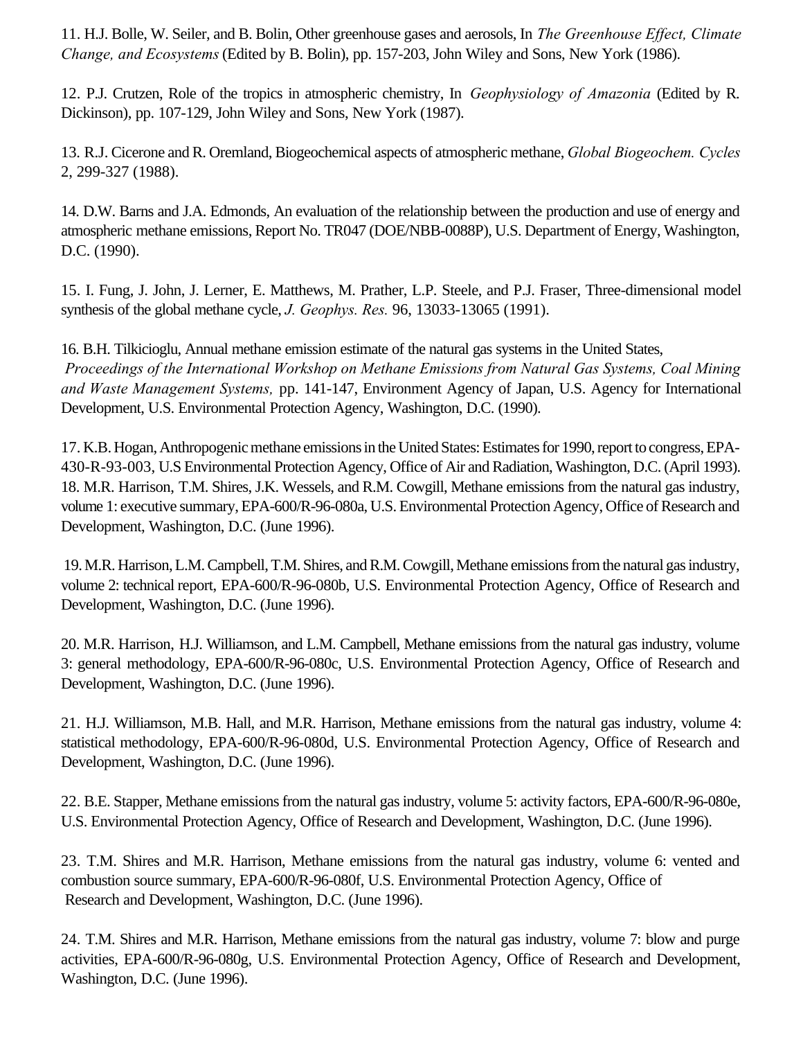11. H.J. Bolle, W. Seiler, and B. Bolin, Other greenhouse gases and aerosols, In *The Greenhouse Effect, Climate Change, and Ecosystems* (Edited by B. Bolin), pp. 157-203, John Wiley and Sons, New York (1986).

12. P.J. Crutzen, Role of the tropics in atmospheric chemistry, In *Geophysiology of Amazonia* (Edited by R. Dickinson), pp. 107-129, John Wiley and Sons, New York (1987).

13. R.J. Cicerone and R. Oremland, Biogeochemical aspects of atmospheric methane, *Global Biogeochem. Cycles* 2, 299-327 (1988).

14. D.W. Barns and J.A. Edmonds, An evaluation of the relationship between the production and use of energy and atmospheric methane emissions, Report No. TR047 (DOE/NBB-0088P), U.S. Department of Energy, Washington, D.C. (1990).

15. I. Fung, J. John, J. Lerner, E. Matthews, M. Prather, L.P. Steele, and P.J. Fraser, Three-dimensional model synthesis of the global methane cycle, *J. Geophys. Res.* 96, 13033-13065 (1991).

16. B.H. Tilkicioglu, Annual methane emission estimate of the natural gas systems in the United States, *Proceedings of the International Workshop on Methane Emissions from Natural Gas Systems, Coal Mining and Waste Management Systems,* pp. 141-147, Environment Agency of Japan, U.S. Agency for International Development, U.S. Environmental Protection Agency, Washington, D.C. (1990).

17. K.B. Hogan, Anthropogenic methane emissions in the United States: Estimates for 1990, report to congress, EPA-430-R-93-003, U.S Environmental Protection Agency, Office of Air and Radiation, Washington, D.C. (April 1993).

18. M.R. Harrison, T.M. Shires, J.K. Wessels, and R.M. Cowgill, Methane emissions from the natural gas industry, volume 1: executive summary, EPA-600/R-96-080a, U.S. Environmental Protection Agency, Office of Research and Development, Washington, D.C. (June 1996).

19. M.R. Harrison, L.M. Campbell, T.M. Shires, and R.M. Cowgill, Methane emissions from the natural gas industry, volume 2: technical report, EPA-600/R-96-080b, U.S. Environmental Protection Agency, Office of Research and Development, Washington, D.C. (June 1996).

20. M.R. Harrison, H.J. Williamson, and L.M. Campbell, Methane emissions from the natural gas industry, volume 3: general methodology, EPA-600/R-96-080c, U.S. Environmental Protection Agency, Office of Research and Development, Washington, D.C. (June 1996).

21. H.J. Williamson, M.B. Hall, and M.R. Harrison, Methane emissions from the natural gas industry, volume 4: statistical methodology, EPA-600/R-96-080d, U.S. Environmental Protection Agency, Office of Research and Development, Washington, D.C. (June 1996).

22. B.E. Stapper, Methane emissions from the natural gas industry, volume 5: activity factors, EPA-600/R-96-080e, U.S. Environmental Protection Agency, Office of Research and Development, Washington, D.C. (June 1996).

23. T.M. Shires and M.R. Harrison, Methane emissions from the natural gas industry, volume 6: vented and combustion source summary, EPA-600/R-96-080f, U.S. Environmental Protection Agency, Office of Research and Development, Washington, D.C. (June 1996).

24. T.M. Shires and M.R. Harrison, Methane emissions from the natural gas industry, volume 7: blow and purge activities, EPA-600/R-96-080g, U.S. Environmental Protection Agency, Office of Research and Development, Washington, D.C. (June 1996).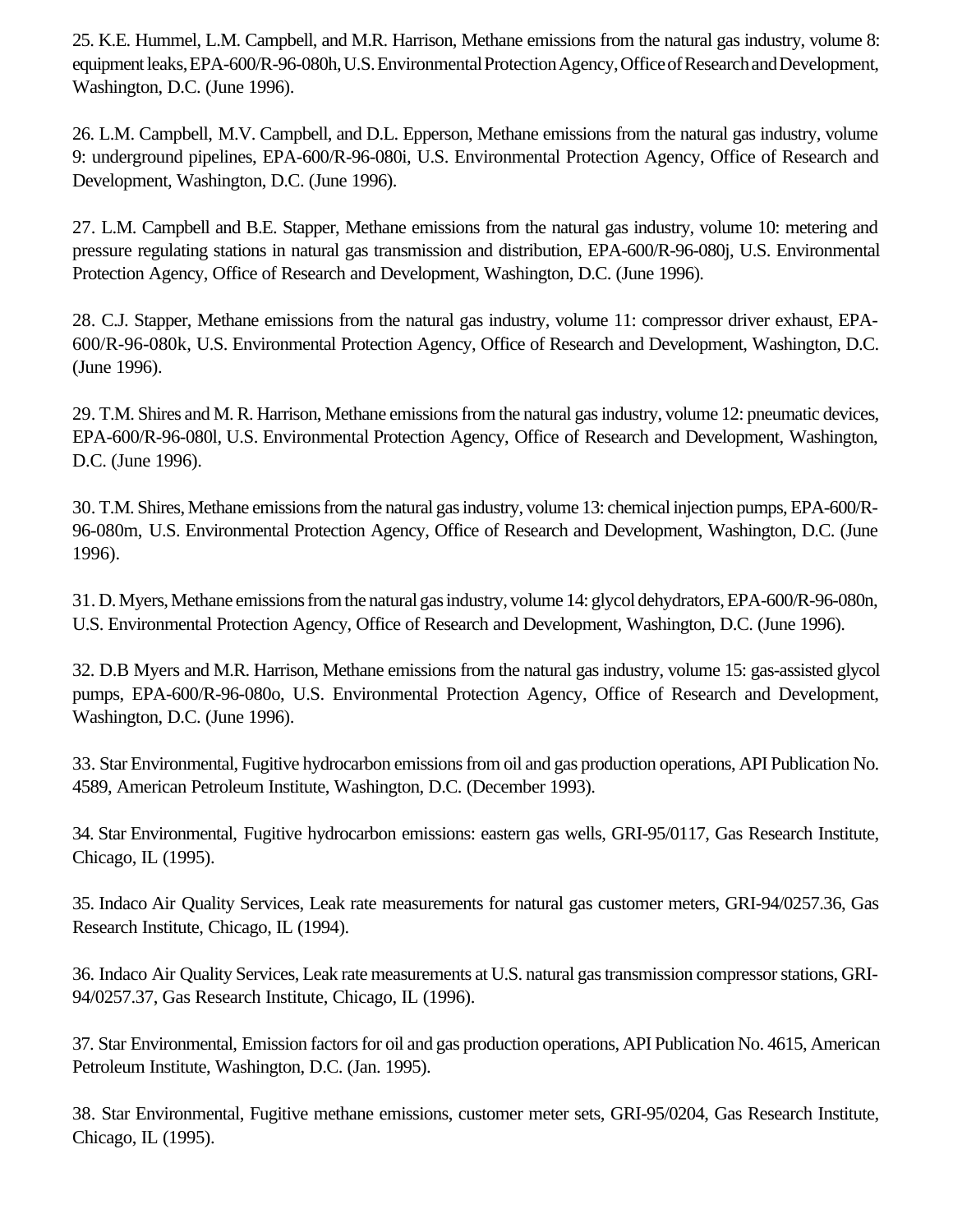25. K.E. Hummel, L.M. Campbell, and M.R. Harrison, Methane emissions from the natural gas industry, volume 8: equipment leaks, EPA-600/R-96-080h, U.S. Environmental Protection Agency, Office of Research and Development, Washington, D.C. (June 1996).

26. L.M. Campbell, M.V. Campbell, and D.L. Epperson, Methane emissions from the natural gas industry, volume 9: underground pipelines, EPA-600/R-96-080i, U.S. Environmental Protection Agency, Office of Research and Development, Washington, D.C. (June 1996).

27. L.M. Campbell and B.E. Stapper, Methane emissions from the natural gas industry, volume 10: metering and pressure regulating stations in natural gas transmission and distribution, EPA-600/R-96-080j, U.S. Environmental Protection Agency, Office of Research and Development, Washington, D.C. (June 1996).

28. C.J. Stapper, Methane emissions from the natural gas industry, volume 11: compressor driver exhaust, EPA-600/R-96-080k, U.S. Environmental Protection Agency, Office of Research and Development, Washington, D.C. (June 1996).

29. T.M. Shires and M. R. Harrison, Methane emissions from the natural gas industry, volume 12: pneumatic devices, EPA-600/R-96-080l, U.S. Environmental Protection Agency, Office of Research and Development, Washington, D.C. (June 1996).

30. T.M. Shires, Methane emissions from the natural gas industry, volume 13: chemical injection pumps, EPA-600/R-96-080m, U.S. Environmental Protection Agency, Office of Research and Development, Washington, D.C. (June 1996).

31. D. Myers, Methane emissions from the natural gas industry, volume 14: glycol dehydrators, EPA-600/R-96-080n, U.S. Environmental Protection Agency, Office of Research and Development, Washington, D.C. (June 1996).

32. D.B Myers and M.R. Harrison, Methane emissions from the natural gas industry, volume 15: gas-assisted glycol pumps, EPA-600/R-96-080o, U.S. Environmental Protection Agency, Office of Research and Development, Washington, D.C. (June 1996).

33. Star Environmental, Fugitive hydrocarbon emissions from oil and gas production operations, API Publication No. 4589, American Petroleum Institute, Washington, D.C. (December 1993).

34. Star Environmental, Fugitive hydrocarbon emissions: eastern gas wells, GRI-95/0117, Gas Research Institute, Chicago, IL (1995).

35. Indaco Air Quality Services, Leak rate measurements for natural gas customer meters, GRI-94/0257.36, Gas Research Institute, Chicago, IL (1994).

36. Indaco Air Quality Services, Leak rate measurements at U.S. natural gas transmission compressor stations, GRI-94/0257.37, Gas Research Institute, Chicago, IL (1996).

37. Star Environmental, Emission factors for oil and gas production operations, API Publication No. 4615, American Petroleum Institute, Washington, D.C. (Jan. 1995).

38. Star Environmental, Fugitive methane emissions, customer meter sets, GRI-95/0204, Gas Research Institute, Chicago, IL (1995).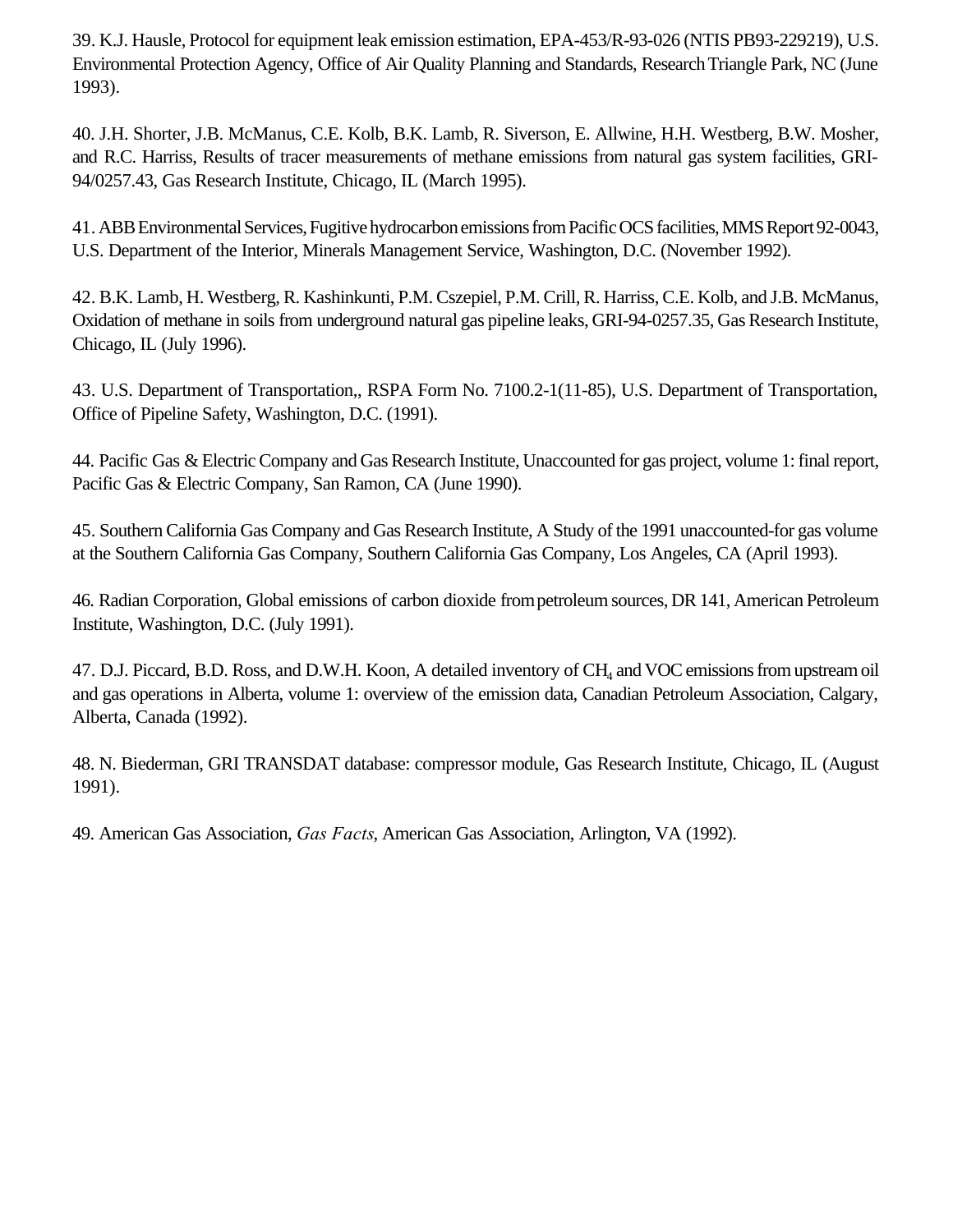39. K.J. Hausle, Protocol for equipment leak emission estimation, EPA-453/R-93-026 (NTIS PB93-229219), U.S. Environmental Protection Agency, Office of Air Quality Planning and Standards, Research Triangle Park, NC (June 1993).

40. J.H. Shorter, J.B. McManus, C.E. Kolb, B.K. Lamb, R. Siverson, E. Allwine, H.H. Westberg, B.W. Mosher, and R.C. Harriss, Results of tracer measurements of methane emissions from natural gas system facilities, GRI-94/0257.43, Gas Research Institute, Chicago, IL (March 1995).

41. ABB Environmental Services, Fugitive hydrocarbon emissions from Pacific OCS facilities, MMS Report 92-0043, U.S. Department of the Interior, Minerals Management Service, Washington, D.C. (November 1992).

42. B.K. Lamb, H. Westberg, R. Kashinkunti, P.M. Cszepiel, P.M. Crill, R. Harriss, C.E. Kolb, and J.B. McManus, Oxidation of methane in soils from underground natural gas pipeline leaks, GRI-94-0257.35, Gas Research Institute, Chicago, IL (July 1996).

43. U.S. Department of Transportation,, RSPA Form No. 7100.2-1(11-85), U.S. Department of Transportation, Office of Pipeline Safety, Washington, D.C. (1991).

44. Pacific Gas & Electric Company and Gas Research Institute, Unaccounted for gas project, volume 1: final report, Pacific Gas & Electric Company, San Ramon, CA (June 1990).

45. Southern California Gas Company and Gas Research Institute, A Study of the 1991 unaccounted-for gas volume at the Southern California Gas Company, Southern California Gas Company, Los Angeles, CA (April 1993).

46. Radian Corporation, Global emissions of carbon dioxide from petroleum sources, DR 141, American Petroleum Institute, Washington, D.C. (July 1991).

47. D.J. Piccard, B.D. Ross, and D.W.H. Koon, A detailed inventory of $CH_4$ and VOC emissions from upstream oil and gas operations in Alberta, volume 1: overview of the emission data, Canadian Petroleum Association, Calgary, Alberta, Canada (1992).

48. N. Biederman, GRI TRANSDAT database: compressor module, Gas Research Institute, Chicago, IL (August 1991).

49. American Gas Association, *Gas Facts*, American Gas Association, Arlington, VA (1992).